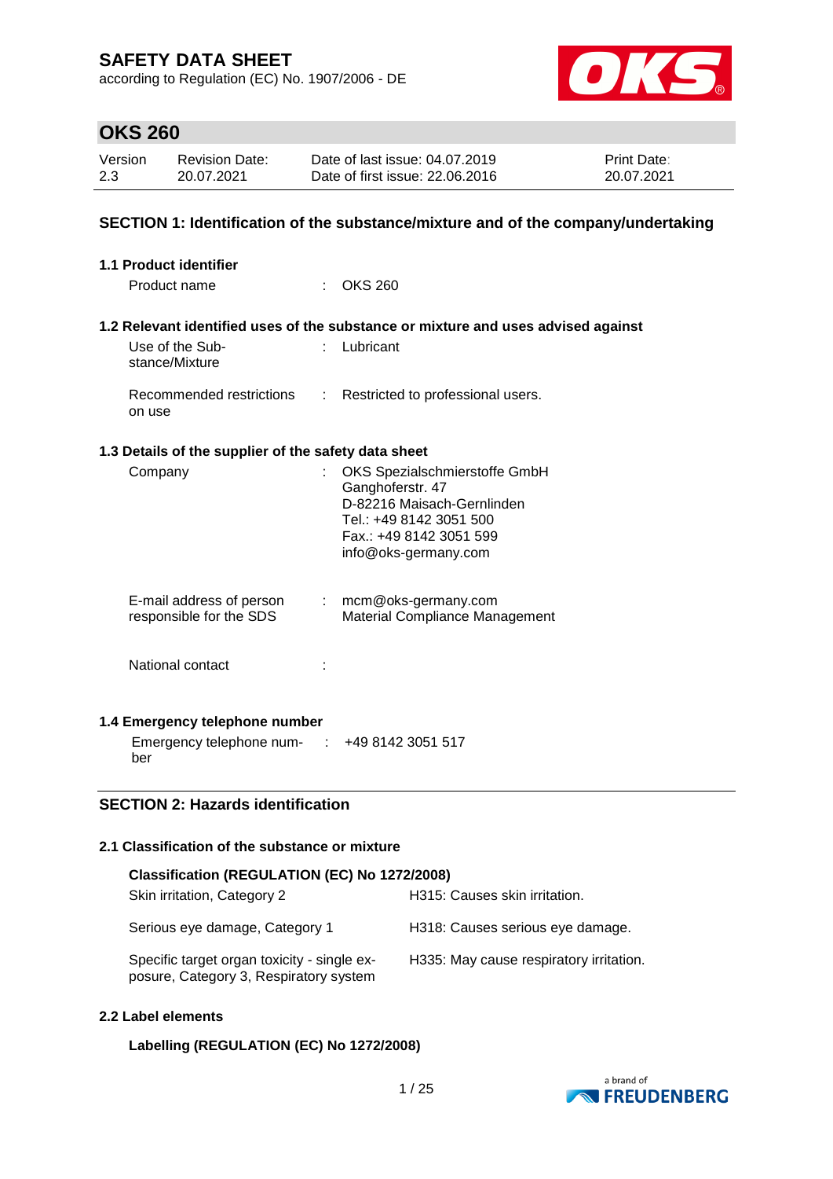# SAFETY DATA SHEET

according to Regulation (EC) No. 1907/2006 - DE

## OKS 260

| Version | Revision Date: | Date of last issue: 04.07.2019 | Print Date: |
|---|---|---|---|
| 2.3 | 20.07.2021 | Date of first issue: 22.06.2016 | 20.07.2021 |

### SECTION 1: Identification of the substance/mixture and of the company/undertaking

**1.1 Product identifier**

Product name : OKS 260

**1.2 Relevant identified uses of the substance or mixture and uses advised against**

Use of the Substance/Mixture : Lubricant

Recommended restrictions on use : Restricted to professional users.

**1.3 Details of the supplier of the safety data sheet**

Company : OKS Spezialschmierstoffe GmbH
Ganghoferstr. 47
D-82216 Maisach-Gernlinden
Tel.: +49 8142 3051 500
Fax.: +49 8142 3051 599
info@oks-germany.com

E-mail address of person responsible for the SDS : mcm@oks-germany.com
Material Compliance Management

National contact :

**1.4 Emergency telephone number**

Emergency telephone number : +49 8142 3051 517

### SECTION 2: Hazards identification

**2.1 Classification of the substance or mixture**

**Classification (REGULATION (EC) No 1272/2008)**

| | |
|---|---|
| Skin irritation, Category 2 | H315: Causes skin irritation. |
| Serious eye damage, Category 1 | H318: Causes serious eye damage. |
| Specific target organ toxicity - single exposure, Category 3, Respiratory system | H335: May cause respiratory irritation. |

**2.2 Label elements**

**Labelling (REGULATION (EC) No 1272/2008)**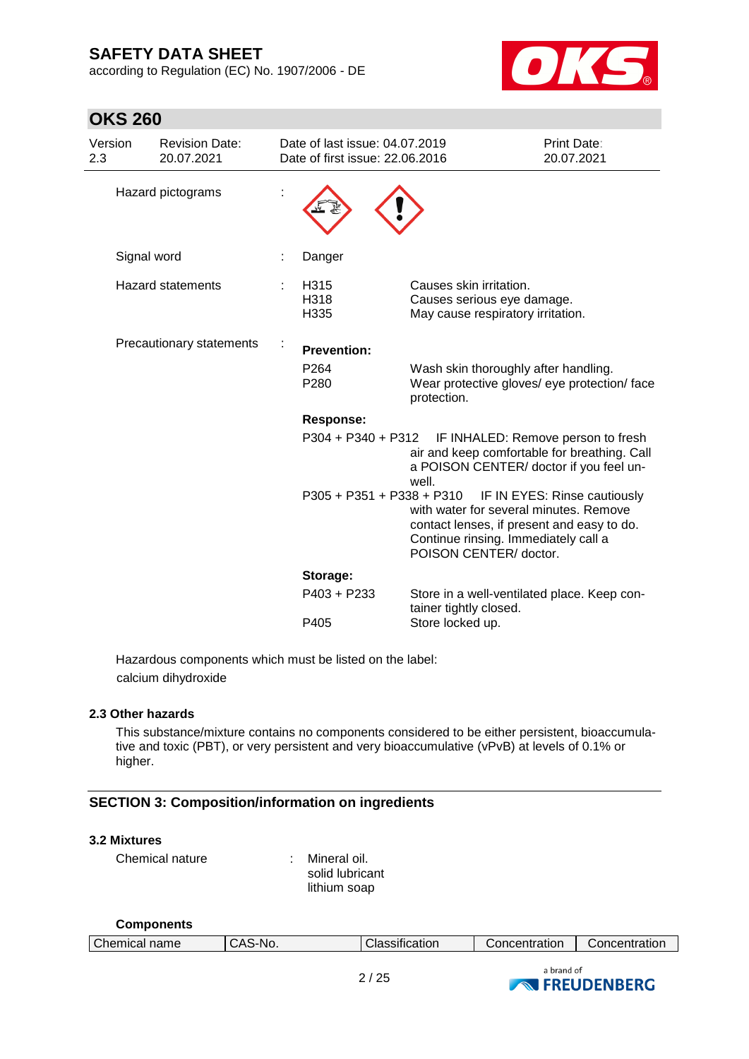Hazard pictograms :

Signal word : Danger

Hazard statements :

| | |
|---|---|
| H315 | Causes skin irritation. |
| H318 | Causes serious eye damage. |
| H335 | May cause respiratory irritation. |

Precautionary statements :

**Prevention:**

| | |
|---|---|
| P264 | Wash skin thoroughly after handling. |
| P280 | Wear protective gloves/ eye protection/ face protection. |

**Response:**

| | |
|---|---|
| P304 + P340 + P312 | IF INHALED: Remove person to fresh air and keep comfortable for breathing. Call a POISON CENTER/ doctor if you feel unwell. |
| P305 + P351 + P338 + P310 | IF IN EYES: Rinse cautiously with water for several minutes. Remove contact lenses, if present and easy to do. Continue rinsing. Immediately call a POISON CENTER/ doctor. |

**Storage:**

| | |
|---|---|
| P403 + P233 | Store in a well-ventilated place. Keep container tightly closed. |
| P405 | Store locked up. |

Hazardous components which must be listed on the label:
calcium dihydroxide

### 2.3 Other hazards

This substance/mixture contains no components considered to be either persistent, bioaccumulative and toxic (PBT), or very persistent and very bioaccumulative (vPvB) at levels of 0.1% or higher.

## SECTION 3: Composition/information on ingredients

### 3.2 Mixtures

Chemical nature : Mineral oil.
solid lubricant
lithium soap

**Components**

| Chemical name | CAS-No. | Classification | Concentration | Concentration |
|---|---|---|---|---|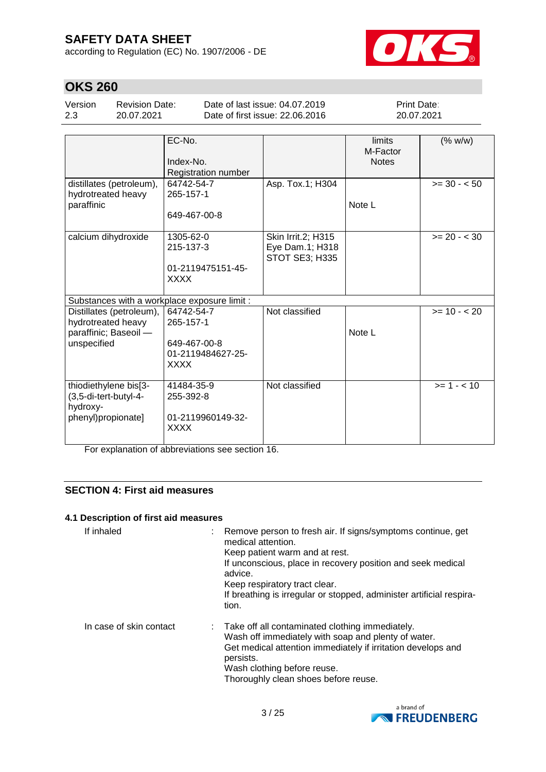| | EC-No.<br><br>Index-No.<br>Registration number | | limits<br>M-Factor<br>Notes | (% w/w) |
|---|---|---|---|---|
| distillates (petroleum), hydrotreated heavy paraffinic | 64742-54-7<br>265-157-1<br><br>649-467-00-8 | Asp. Tox.1; H304 | Note L | >= 30 - < 50 |
| calcium dihydroxide | 1305-62-0<br>215-137-3<br><br>01-2119475151-45-XXXX | Skin Irrit.2; H315<br>Eye Dam.1; H318<br>STOT SE3; H335 | | >= 20 - < 30 |
| Substances with a workplace exposure limit : | | | | |
| Distillates (petroleum), hydrotreated heavy paraffinic; Baseoil — unspecified | 64742-54-7<br>265-157-1<br><br>649-467-00-8<br>01-2119484627-25-XXXX | Not classified | Note L | >= 10 - < 20 |
| thiodiethylene bis[3-(3,5-di-tert-butyl-4-hydroxy-phenyl)propionate] | 41484-35-9<br>255-392-8<br><br>01-2119960149-32-XXXX | Not classified | | >= 1 - < 10 |

For explanation of abbreviations see section 16.

## SECTION 4: First aid measures

### 4.1 Description of first aid measures

If inhaled : Remove person to fresh air. If signs/symptoms continue, get medical attention.
Keep patient warm and at rest.
If unconscious, place in recovery position and seek medical advice.
Keep respiratory tract clear.
If breathing is irregular or stopped, administer artificial respiration.

In case of skin contact : Take off all contaminated clothing immediately.
Wash off immediately with soap and plenty of water.
Get medical attention immediately if irritation develops and persists.
Wash clothing before reuse.
Thoroughly clean shoes before reuse.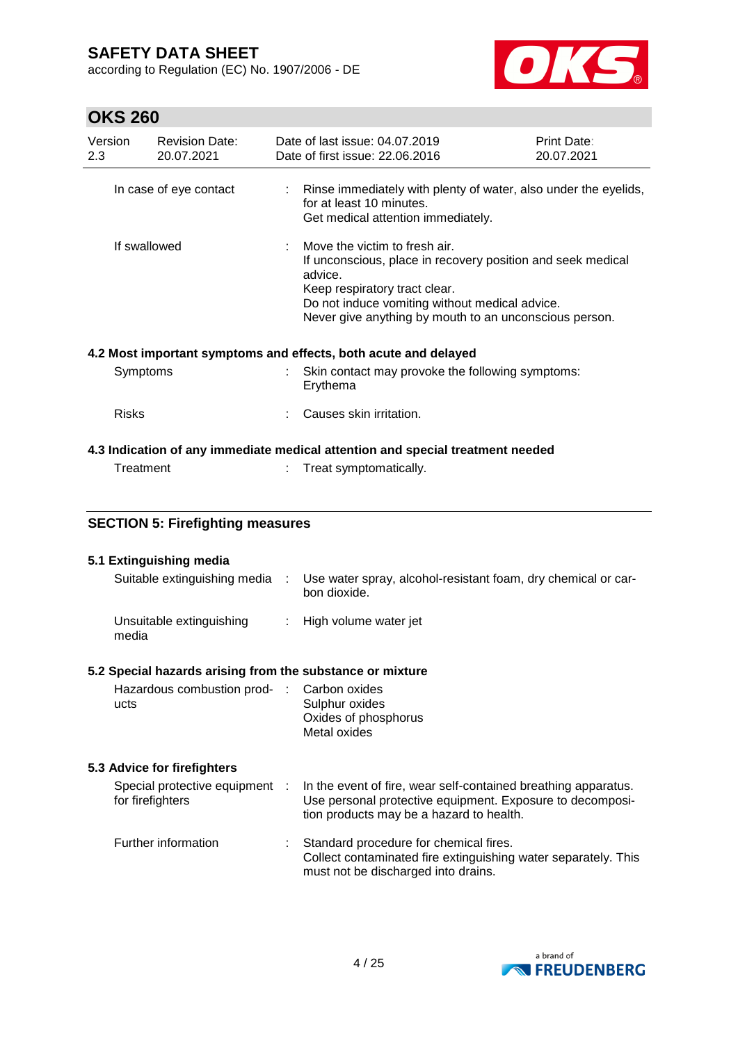| | | |
|---|---|---|
| In case of eye contact | : | Rinse immediately with plenty of water, also under the eyelids, for at least 10 minutes.<br>Get medical attention immediately. |
| If swallowed | : | Move the victim to fresh air.<br>If unconscious, place in recovery position and seek medical advice.<br>Keep respiratory tract clear.<br>Do not induce vomiting without medical advice.<br>Never give anything by mouth to an unconscious person. |

**4.2 Most important symptoms and effects, both acute and delayed**

| | | |
|---|---|---|
| Symptoms | : | Skin contact may provoke the following symptoms:<br>Erythema |
| Risks | : | Causes skin irritation. |

**4.3 Indication of any immediate medical attention and special treatment needed**

| | | |
|---|---|---|
| Treatment | : | Treat symptomatically. |

## SECTION 5: Firefighting measures

**5.1 Extinguishing media**

| | | |
|---|---|---|
| Suitable extinguishing media | : | Use water spray, alcohol-resistant foam, dry chemical or carbon dioxide. |
| Unsuitable extinguishing media | : | High volume water jet |

**5.2 Special hazards arising from the substance or mixture**

| | | |
|---|---|---|
| Hazardous combustion products | : | Carbon oxides<br>Sulphur oxides<br>Oxides of phosphorus<br>Metal oxides |

**5.3 Advice for firefighters**

| | | |
|---|---|---|
| Special protective equipment for firefighters | : | In the event of fire, wear self-contained breathing apparatus.<br>Use personal protective equipment. Exposure to decomposition products may be a hazard to health. |
| Further information | : | Standard procedure for chemical fires.<br>Collect contaminated fire extinguishing water separately. This must not be discharged into drains. |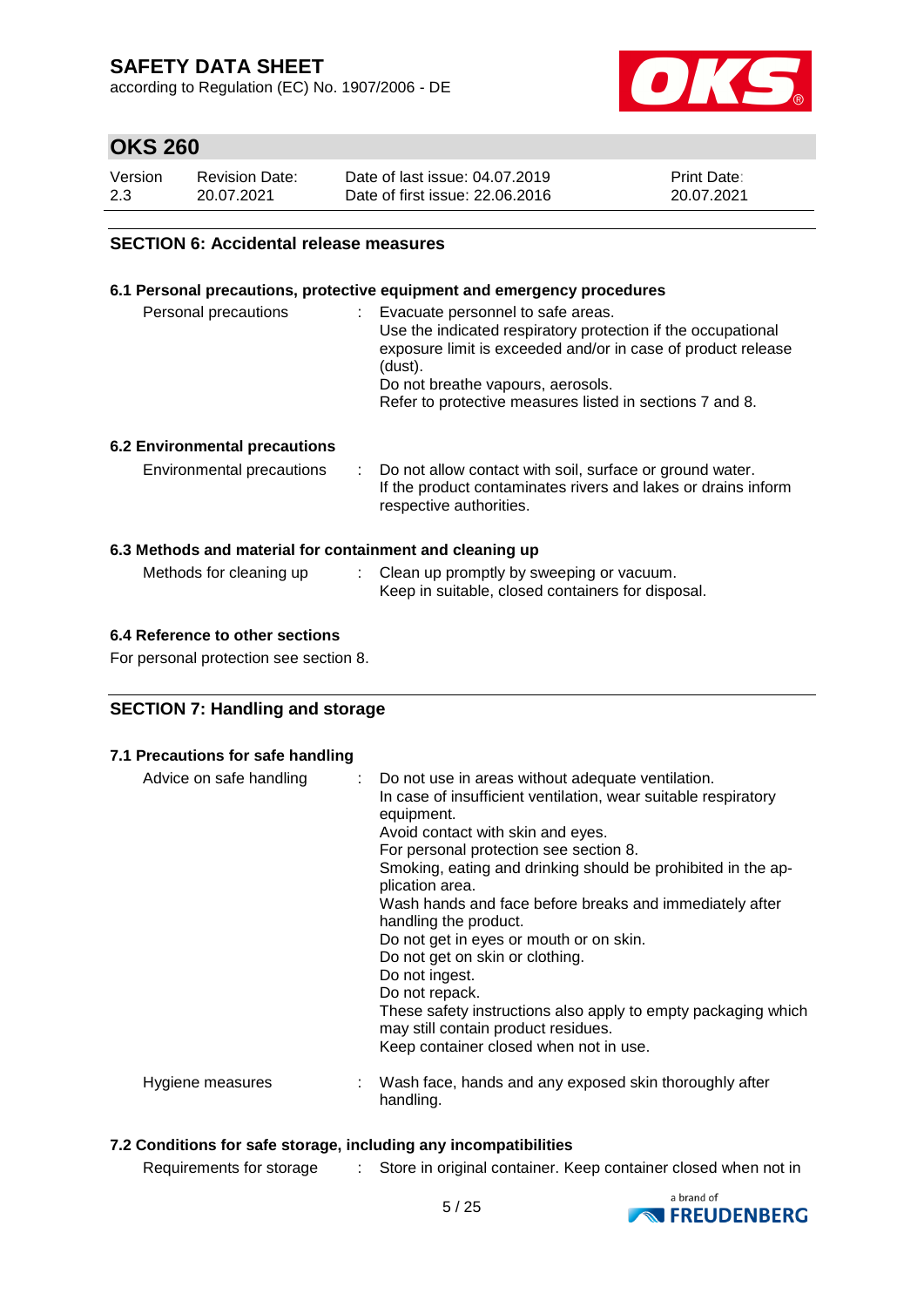## SECTION 6: Accidental release measures

### 6.1 Personal precautions, protective equipment and emergency procedures

| | | |
|---|---|---|
| Personal precautions | : | Evacuate personnel to safe areas. Use the indicated respiratory protection if the occupational exposure limit is exceeded and/or in case of product release (dust). Do not breathe vapours, aerosols. Refer to protective measures listed in sections 7 and 8. |

### 6.2 Environmental precautions

| | | |
|---|---|---|
| Environmental precautions | : | Do not allow contact with soil, surface or ground water. If the product contaminates rivers and lakes or drains inform respective authorities. |

### 6.3 Methods and material for containment and cleaning up

| | | |
|---|---|---|
| Methods for cleaning up | : | Clean up promptly by sweeping or vacuum. Keep in suitable, closed containers for disposal. |

### 6.4 Reference to other sections

For personal protection see section 8.

## SECTION 7: Handling and storage

### 7.1 Precautions for safe handling

| | | |
|---|---|---|
| Advice on safe handling | : | Do not use in areas without adequate ventilation. In case of insufficient ventilation, wear suitable respiratory equipment. Avoid contact with skin and eyes. For personal protection see section 8. Smoking, eating and drinking should be prohibited in the application area. Wash hands and face before breaks and immediately after handling the product. Do not get in eyes or mouth or on skin. Do not get on skin or clothing. Do not ingest. Do not repack. These safety instructions also apply to empty packaging which may still contain product residues. Keep container closed when not in use. |
| Hygiene measures | : | Wash face, hands and any exposed skin thoroughly after handling. |

### 7.2 Conditions for safe storage, including any incompatibilities

| | | |
|---|---|---|
| Requirements for storage | : | Store in original container. Keep container closed when not in |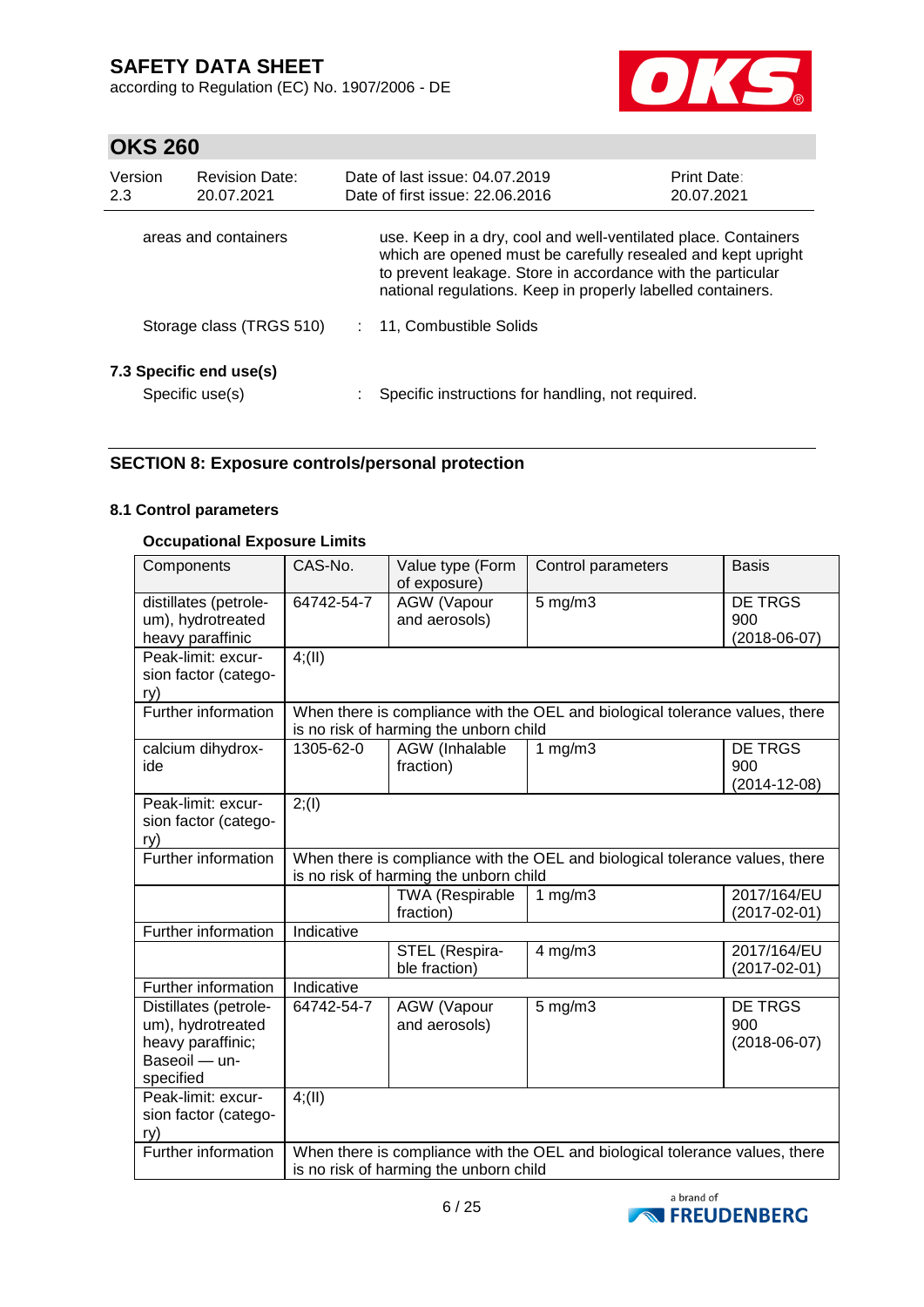| | |
|---|---|
| areas and containers | use. Keep in a dry, cool and well-ventilated place. Containers which are opened must be carefully resealed and kept upright to prevent leakage. Store in accordance with the particular national regulations. Keep in properly labelled containers. |
| Storage class (TRGS 510) | : 11, Combustible Solids |

### 7.3 Specific end use(s)

Specific use(s) : Specific instructions for handling, not required.

## SECTION 8: Exposure controls/personal protection

### 8.1 Control parameters

**Occupational Exposure Limits**

| Components | CAS-No. | Value type (Form of exposure) | Control parameters | Basis |
|---|---|---|---|---|
| distillates (petroleum), hydrotreated heavy paraffinic | 64742-54-7 | AGW (Vapour and aerosols) | 5 mg/m3 | DE TRGS 900 (2018-06-07) |
| Peak-limit: excursion factor (category) | 4;(II) | | | |
| Further information | When there is compliance with the OEL and biological tolerance values, there is no risk of harming the unborn child | | | |
| calcium dihydroxide | 1305-62-0 | AGW (Inhalable fraction) | 1 mg/m3 | DE TRGS 900 (2014-12-08) |
| Peak-limit: excursion factor (category) | 2;(I) | | | |
| Further information | When there is compliance with the OEL and biological tolerance values, there is no risk of harming the unborn child | | | |
| | | TWA (Respirable fraction) | 1 mg/m3 | 2017/164/EU (2017-02-01) |
| Further information | Indicative | | | |
| | | STEL (Respirable fraction) | 4 mg/m3 | 2017/164/EU (2017-02-01) |
| Further information | Indicative | | | |
| Distillates (petroleum), hydrotreated heavy paraffinic; Baseoil — unspecified | 64742-54-7 | AGW (Vapour and aerosols) | 5 mg/m3 | DE TRGS 900 (2018-06-07) |
| Peak-limit: excursion factor (category) | 4;(II) | | | |
| Further information | When there is compliance with the OEL and biological tolerance values, there is no risk of harming the unborn child | | | |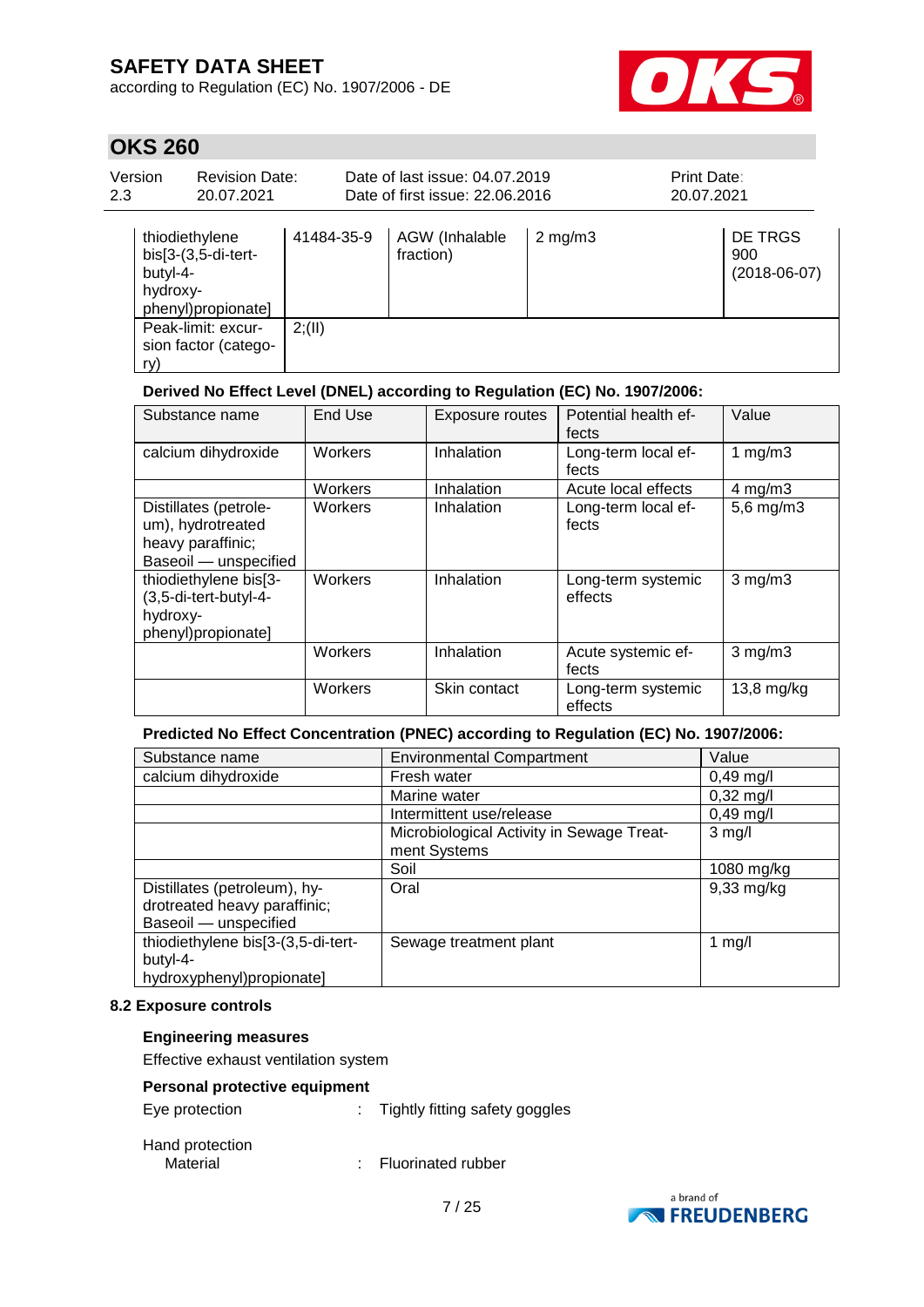| | | | | |
|---|---|---|---|---|
| thiodiethylene bis[3-(3,5-di-tert-butyl-4-hydroxy-phenyl)propionate] | 41484-35-9 | AGW (Inhalable fraction) | 2 mg/m3 | DE TRGS 900 (2018-06-07) |
| Peak-limit: excursion factor (category) | 2;(II) | | | |

**Derived No Effect Level (DNEL) according to Regulation (EC) No. 1907/2006:**

| Substance name | End Use | Exposure routes | Potential health effects | Value |
|---|---|---|---|---|
| calcium dihydroxide | Workers | Inhalation | Long-term local effects | 1 mg/m3 |
| | Workers | Inhalation | Acute local effects | 4 mg/m3 |
| Distillates (petroleum), hydrotreated heavy paraffinic; Baseoil — unspecified | Workers | Inhalation | Long-term local effects | 5,6 mg/m3 |
| thiodiethylene bis[3-(3,5-di-tert-butyl-4-hydroxy-phenyl)propionate] | Workers | Inhalation | Long-term systemic effects | 3 mg/m3 |
| | Workers | Inhalation | Acute systemic effects | 3 mg/m3 |
| | Workers | Skin contact | Long-term systemic effects | 13,8 mg/kg |

**Predicted No Effect Concentration (PNEC) according to Regulation (EC) No. 1907/2006:**

| Substance name | Environmental Compartment | Value |
|---|---|---|
| calcium dihydroxide | Fresh water | 0,49 mg/l |
| | Marine water | 0,32 mg/l |
| | Intermittent use/release | 0,49 mg/l |
| | Microbiological Activity in Sewage Treatment Systems | 3 mg/l |
| | Soil | 1080 mg/kg |
| Distillates (petroleum), hydrotreated heavy paraffinic; Baseoil — unspecified | Oral | 9,33 mg/kg |
| thiodiethylene bis[3-(3,5-di-tert-butyl-4-hydroxyphenyl)propionate] | Sewage treatment plant | 1 mg/l |

### 8.2 Exposure controls

**Engineering measures**

Effective exhaust ventilation system

**Personal protective equipment**

Eye protection : Tightly fitting safety goggles

Hand protection

Material : Fluorinated rubber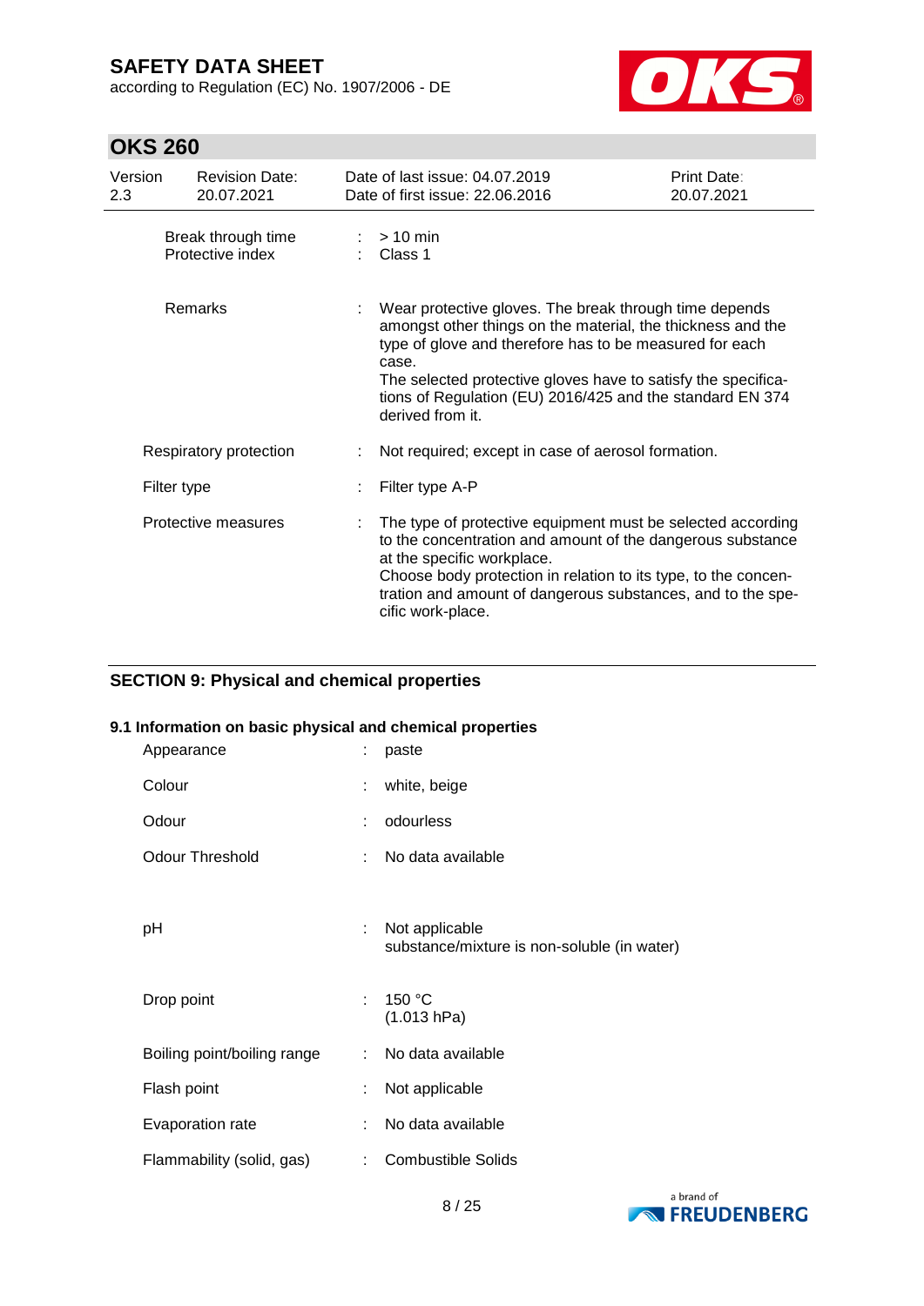| | | |
|---|---|---|
| Break through time | : | > 10 min |
| Protective index | : | Class 1 |
| Remarks | : | Wear protective gloves. The break through time depends amongst other things on the material, the thickness and the type of glove and therefore has to be measured for each case.<br>The selected protective gloves have to satisfy the specifications of Regulation (EU) 2016/425 and the standard EN 374 derived from it. |
| Respiratory protection | : | Not required; except in case of aerosol formation. |
| Filter type | : | Filter type A-P |
| Protective measures | : | The type of protective equipment must be selected according to the concentration and amount of the dangerous substance at the specific workplace.<br>Choose body protection in relation to its type, to the concentration and amount of dangerous substances, and to the specific work-place. |

## SECTION 9: Physical and chemical properties

### 9.1 Information on basic physical and chemical properties

| | | |
|---|---|---|
| Appearance | : | paste |
| Colour | : | white, beige |
| Odour | : | odourless |
| Odour Threshold | : | No data available |
| pH | : | Not applicable<br>substance/mixture is non-soluble (in water) |
| Drop point | : | 150 °C<br>(1.013 hPa) |
| Boiling point/boiling range | : | No data available |
| Flash point | : | Not applicable |
| Evaporation rate | : | No data available |
| Flammability (solid, gas) | : | Combustible Solids |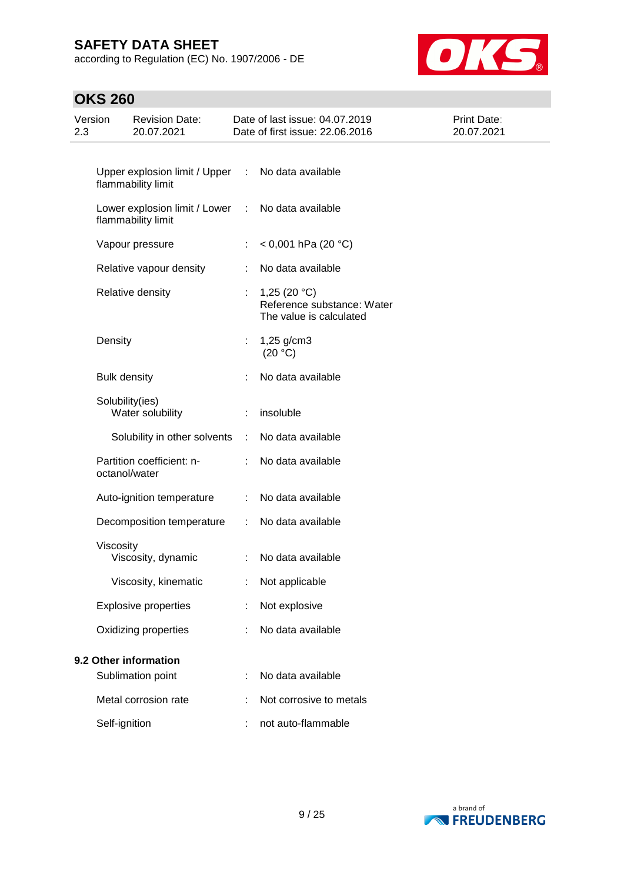| Property | | Value |
|---|---|---|
| Upper explosion limit / Upper flammability limit | : | No data available |
| Lower explosion limit / Lower flammability limit | : | No data available |
| Vapour pressure | : | < 0,001 hPa (20 °C) |
| Relative vapour density | : | No data available |
| Relative density | : | 1,25 (20 °C)<br>Reference substance: Water<br>The value is calculated |
| Density | : | 1,25 g/cm3<br>(20 °C) |
| Bulk density | : | No data available |
| Solubility(ies) | | |
| Water solubility | : | insoluble |
| Solubility in other solvents | : | No data available |
| Partition coefficient: n-octanol/water | : | No data available |
| Auto-ignition temperature | : | No data available |
| Decomposition temperature | : | No data available |
| Viscosity | | |
| Viscosity, dynamic | : | No data available |
| Viscosity, kinematic | : | Not applicable |
| Explosive properties | : | Not explosive |
| Oxidizing properties | : | No data available |

**9.2 Other information**

| Property | | Value |
|---|---|---|
| Sublimation point | : | No data available |
| Metal corrosion rate | : | Not corrosive to metals |
| Self-ignition | : | not auto-flammable |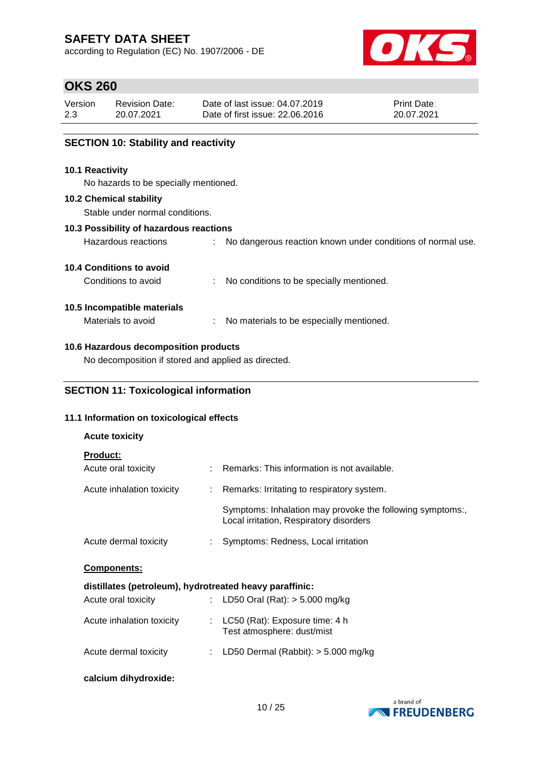## SECTION 10: Stability and reactivity

### 10.1 Reactivity

No hazards to be specially mentioned.

### 10.2 Chemical stability

Stable under normal conditions.

### 10.3 Possibility of hazardous reactions

Hazardous reactions : No dangerous reaction known under conditions of normal use.

### 10.4 Conditions to avoid

Conditions to avoid : No conditions to be specially mentioned.

### 10.5 Incompatible materials

Materials to avoid : No materials to be especially mentioned.

### 10.6 Hazardous decomposition products

No decomposition if stored and applied as directed.

## SECTION 11: Toxicological information

### 11.1 Information on toxicological effects

**Acute toxicity**

**Product:**

Acute oral toxicity : Remarks: This information is not available.

Acute inhalation toxicity : Remarks: Irritating to respiratory system.

Symptoms: Inhalation may provoke the following symptoms:, Local irritation, Respiratory disorders

Acute dermal toxicity : Symptoms: Redness, Local irritation

**Components:**

**distillates (petroleum), hydrotreated heavy paraffinic:**

Acute oral toxicity : LD50 Oral (Rat): > 5.000 mg/kg

Acute inhalation toxicity : LC50 (Rat): Exposure time: 4 h
Test atmosphere: dust/mist

Acute dermal toxicity : LD50 Dermal (Rabbit): > 5.000 mg/kg

**calcium dihydroxide:**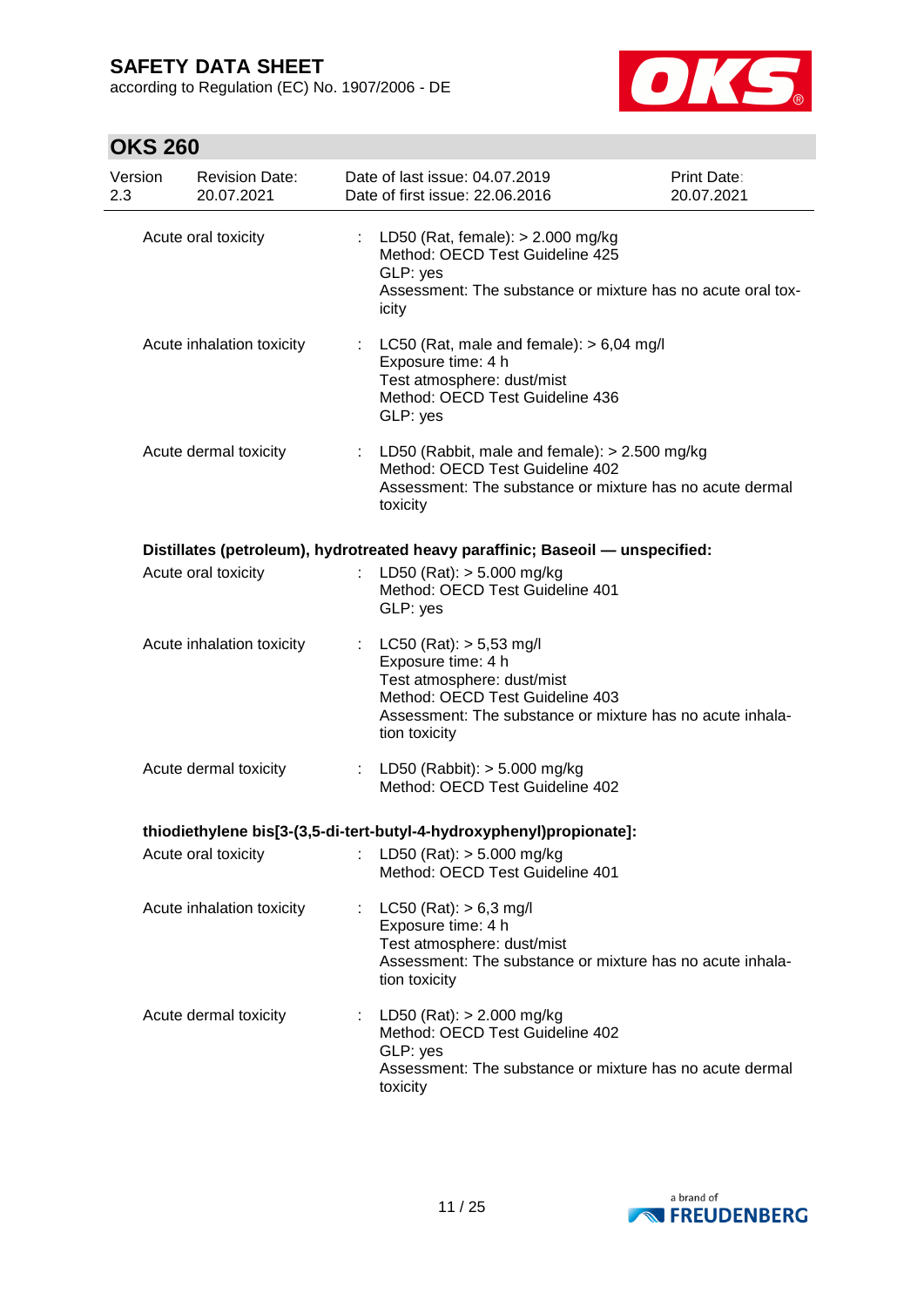| | | |
|---|---|---|
| Acute oral toxicity | : | LD50 (Rat, female): > 2.000 mg/kg<br>Method: OECD Test Guideline 425<br>GLP: yes<br>Assessment: The substance or mixture has no acute oral toxicity |
| Acute inhalation toxicity | : | LC50 (Rat, male and female): > 6,04 mg/l<br>Exposure time: 4 h<br>Test atmosphere: dust/mist<br>Method: OECD Test Guideline 436<br>GLP: yes |
| Acute dermal toxicity | : | LD50 (Rabbit, male and female): > 2.500 mg/kg<br>Method: OECD Test Guideline 402<br>Assessment: The substance or mixture has no acute dermal toxicity |

**Distillates (petroleum), hydrotreated heavy paraffinic; Baseoil — unspecified:**

| | | |
|---|---|---|
| Acute oral toxicity | : | LD50 (Rat): > 5.000 mg/kg<br>Method: OECD Test Guideline 401<br>GLP: yes |
| Acute inhalation toxicity | : | LC50 (Rat): > 5,53 mg/l<br>Exposure time: 4 h<br>Test atmosphere: dust/mist<br>Method: OECD Test Guideline 403<br>Assessment: The substance or mixture has no acute inhalation toxicity |
| Acute dermal toxicity | : | LD50 (Rabbit): > 5.000 mg/kg<br>Method: OECD Test Guideline 402 |

**thiodiethylene bis[3-(3,5-di-tert-butyl-4-hydroxyphenyl)propionate]:**

| | | |
|---|---|---|
| Acute oral toxicity | : | LD50 (Rat): > 5.000 mg/kg<br>Method: OECD Test Guideline 401 |
| Acute inhalation toxicity | : | LC50 (Rat): > 6,3 mg/l<br>Exposure time: 4 h<br>Test atmosphere: dust/mist<br>Assessment: The substance or mixture has no acute inhalation toxicity |
| Acute dermal toxicity | : | LD50 (Rat): > 2.000 mg/kg<br>Method: OECD Test Guideline 402<br>GLP: yes<br>Assessment: The substance or mixture has no acute dermal toxicity |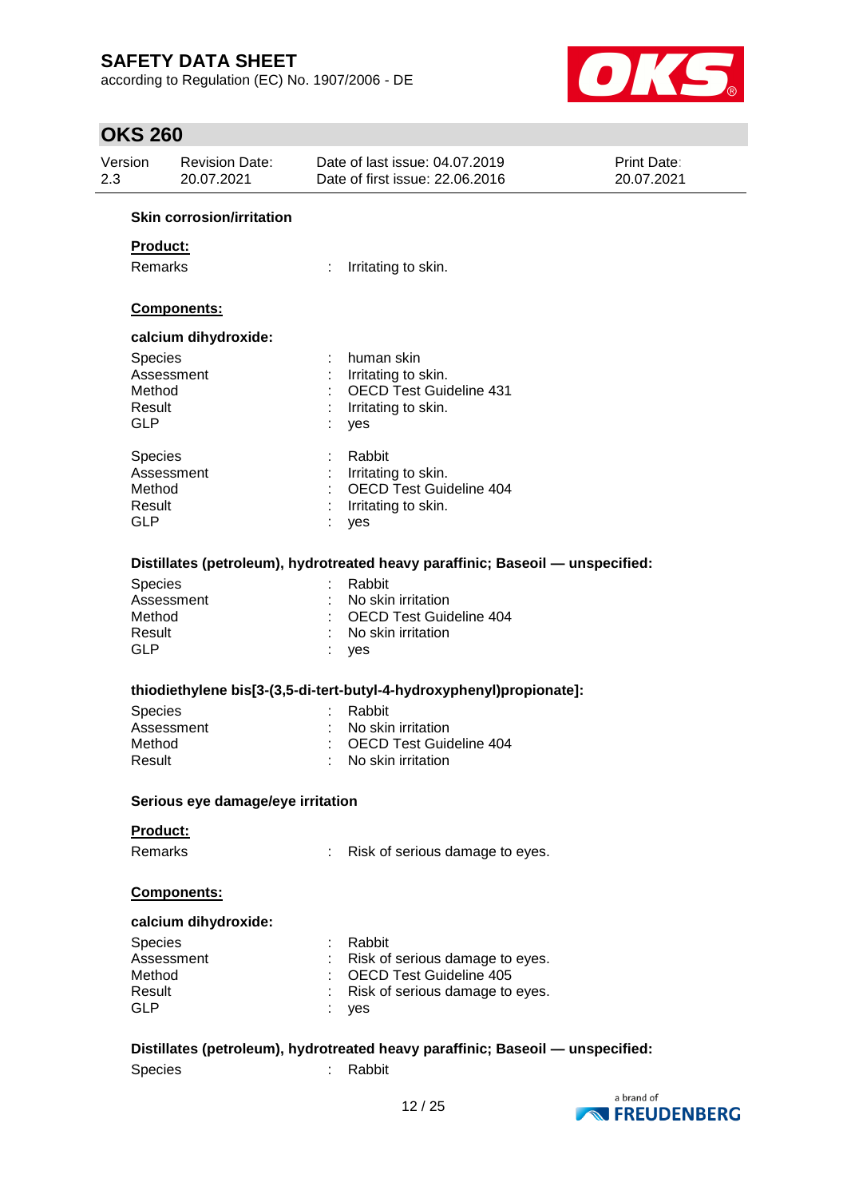**Skin corrosion/irritation**

**Product:**

Remarks : Irritating to skin.

**Components:**

**calcium dihydroxide:**

Species : human skin
Assessment : Irritating to skin.
Method : OECD Test Guideline 431
Result : Irritating to skin.
GLP : yes

Species : Rabbit
Assessment : Irritating to skin.
Method : OECD Test Guideline 404
Result : Irritating to skin.
GLP : yes

**Distillates (petroleum), hydrotreated heavy paraffinic; Baseoil — unspecified:**

Species : Rabbit
Assessment : No skin irritation
Method : OECD Test Guideline 404
Result : No skin irritation
GLP : yes

**thiodiethylene bis[3-(3,5-di-tert-butyl-4-hydroxyphenyl)propionate]:**

Species : Rabbit
Assessment : No skin irritation
Method : OECD Test Guideline 404
Result : No skin irritation

**Serious eye damage/eye irritation**

**Product:**

Remarks : Risk of serious damage to eyes.

**Components:**

**calcium dihydroxide:**

Species : Rabbit
Assessment : Risk of serious damage to eyes.
Method : OECD Test Guideline 405
Result : Risk of serious damage to eyes.
GLP : yes

**Distillates (petroleum), hydrotreated heavy paraffinic; Baseoil — unspecified:**

Species : Rabbit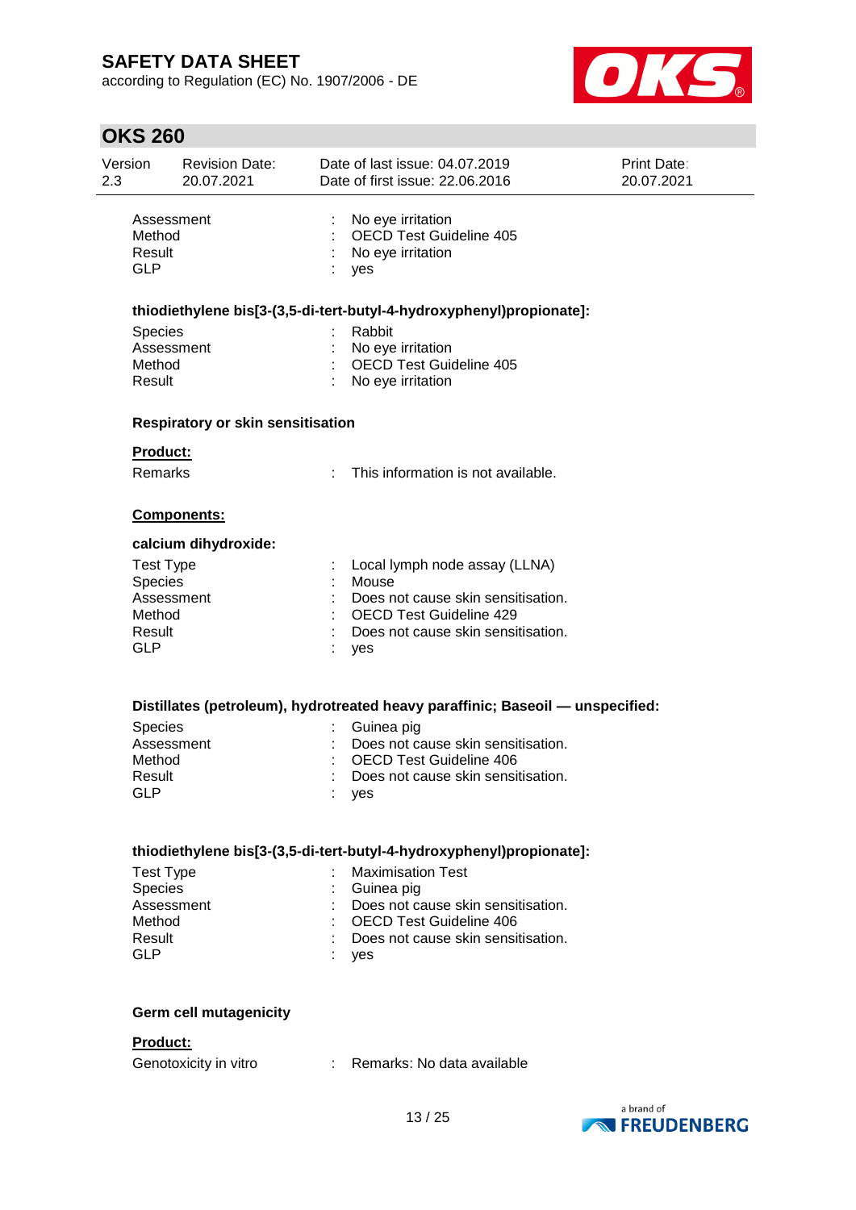| | | |
|---|---|---|
| Assessment | : | No eye irritation |
| Method | : | OECD Test Guideline 405 |
| Result | : | No eye irritation |
| GLP | : | yes |

**thiodiethylene bis[3-(3,5-di-tert-butyl-4-hydroxyphenyl)propionate]:**

| | | |
|---|---|---|
| Species | : | Rabbit |
| Assessment | : | No eye irritation |
| Method | : | OECD Test Guideline 405 |
| Result | : | No eye irritation |

**Respiratory or skin sensitisation**

**Product:**

| | | |
|---|---|---|
| Remarks | : | This information is not available. |

**Components:**

**calcium dihydroxide:**

| | | |
|---|---|---|
| Test Type | : | Local lymph node assay (LLNA) |
| Species | : | Mouse |
| Assessment | : | Does not cause skin sensitisation. |
| Method | : | OECD Test Guideline 429 |
| Result | : | Does not cause skin sensitisation. |
| GLP | : | yes |

**Distillates (petroleum), hydrotreated heavy paraffinic; Baseoil — unspecified:**

| | | |
|---|---|---|
| Species | : | Guinea pig |
| Assessment | : | Does not cause skin sensitisation. |
| Method | : | OECD Test Guideline 406 |
| Result | : | Does not cause skin sensitisation. |
| GLP | : | yes |

**thiodiethylene bis[3-(3,5-di-tert-butyl-4-hydroxyphenyl)propionate]:**

| | | |
|---|---|---|
| Test Type | : | Maximisation Test |
| Species | : | Guinea pig |
| Assessment | : | Does not cause skin sensitisation. |
| Method | : | OECD Test Guideline 406 |
| Result | : | Does not cause skin sensitisation. |
| GLP | : | yes |

**Germ cell mutagenicity**

**Product:**

| | | |
|---|---|---|
| Genotoxicity in vitro | : | Remarks: No data available |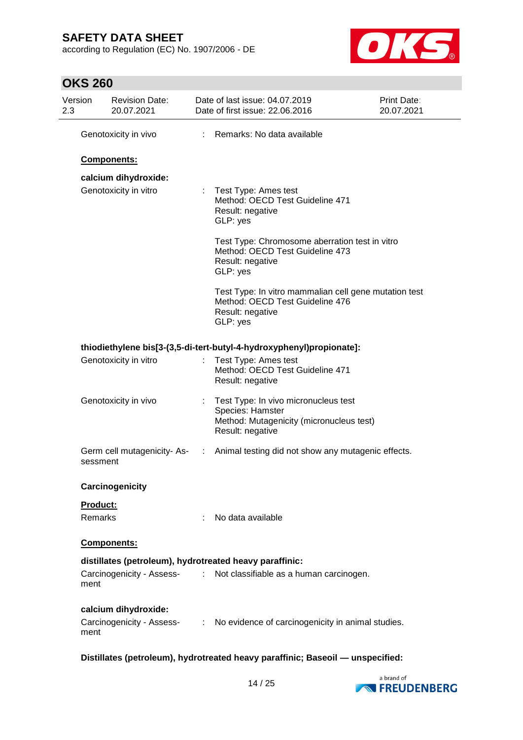| | | |
|---|---|---|
| Genotoxicity in vivo | : | Remarks: No data available |

**Components:**

**calcium dihydroxide:**

| | | |
|---|---|---|
| Genotoxicity in vitro | : | Test Type: Ames test<br>Method: OECD Test Guideline 471<br>Result: negative<br>GLP: yes |
| | | Test Type: Chromosome aberration test in vitro<br>Method: OECD Test Guideline 473<br>Result: negative<br>GLP: yes |
| | | Test Type: In vitro mammalian cell gene mutation test<br>Method: OECD Test Guideline 476<br>Result: negative<br>GLP: yes |

**thiodiethylene bis[3-(3,5-di-tert-butyl-4-hydroxyphenyl)propionate]:**

| | | |
|---|---|---|
| Genotoxicity in vitro | : | Test Type: Ames test<br>Method: OECD Test Guideline 471<br>Result: negative |
| Genotoxicity in vivo | : | Test Type: In vivo micronucleus test<br>Species: Hamster<br>Method: Mutagenicity (micronucleus test)<br>Result: negative |
| Germ cell mutagenicity- Assessment | : | Animal testing did not show any mutagenic effects. |

**Carcinogenicity**

**Product:**

| | | |
|---|---|---|
| Remarks | : | No data available |

**Components:**

**distillates (petroleum), hydrotreated heavy paraffinic:**

| | | |
|---|---|---|
| Carcinogenicity - Assessment | : | Not classifiable as a human carcinogen. |

**calcium dihydroxide:**

| | | |
|---|---|---|
| Carcinogenicity - Assessment | : | No evidence of carcinogenicity in animal studies. |

**Distillates (petroleum), hydrotreated heavy paraffinic; Baseoil — unspecified:**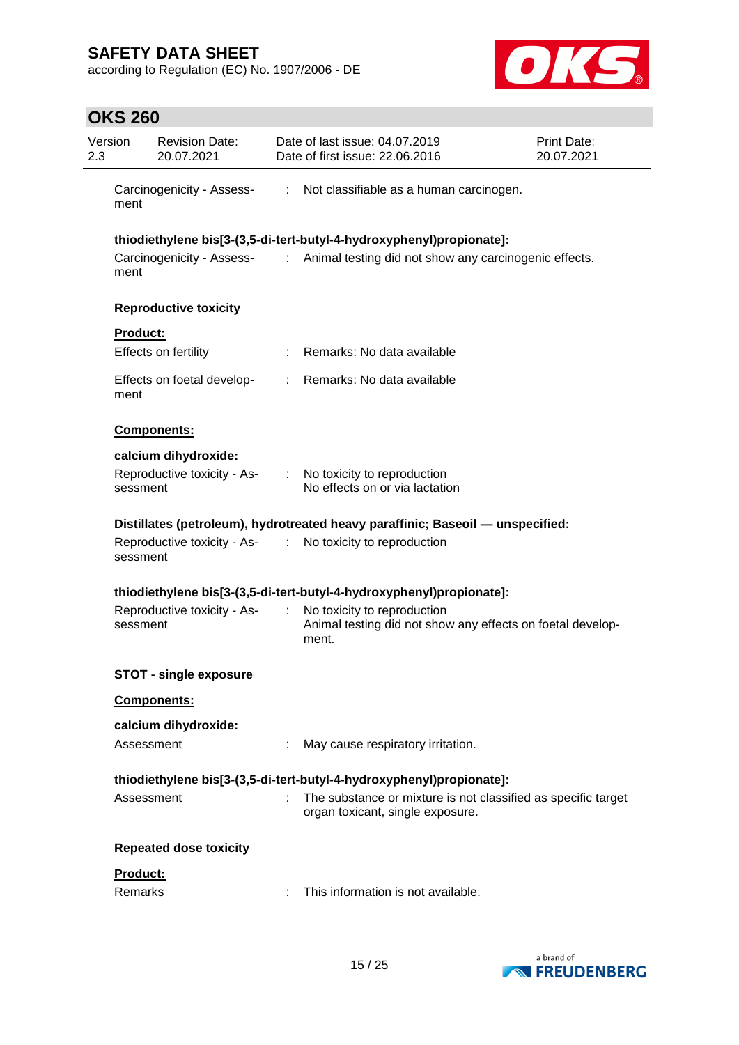Carcinogenicity - Assessment : Not classifiable as a human carcinogen.

**thiodiethylene bis[3-(3,5-di-tert-butyl-4-hydroxyphenyl)propionate]:**

Carcinogenicity - Assessment : Animal testing did not show any carcinogenic effects.

**Reproductive toxicity**

**Product:**

Effects on fertility : Remarks: No data available

Effects on foetal development : Remarks: No data available

**Components:**

**calcium dihydroxide:**

Reproductive toxicity - Assessment : No toxicity to reproduction
No effects on or via lactation

**Distillates (petroleum), hydrotreated heavy paraffinic; Baseoil — unspecified:**

Reproductive toxicity - Assessment : No toxicity to reproduction

**thiodiethylene bis[3-(3,5-di-tert-butyl-4-hydroxyphenyl)propionate]:**

Reproductive toxicity - Assessment : No toxicity to reproduction
Animal testing did not show any effects on foetal development.

**STOT - single exposure**

**Components:**

**calcium dihydroxide:**

Assessment : May cause respiratory irritation.

**thiodiethylene bis[3-(3,5-di-tert-butyl-4-hydroxyphenyl)propionate]:**

Assessment : The substance or mixture is not classified as specific target organ toxicant, single exposure.

**Repeated dose toxicity**

**Product:**

Remarks : This information is not available.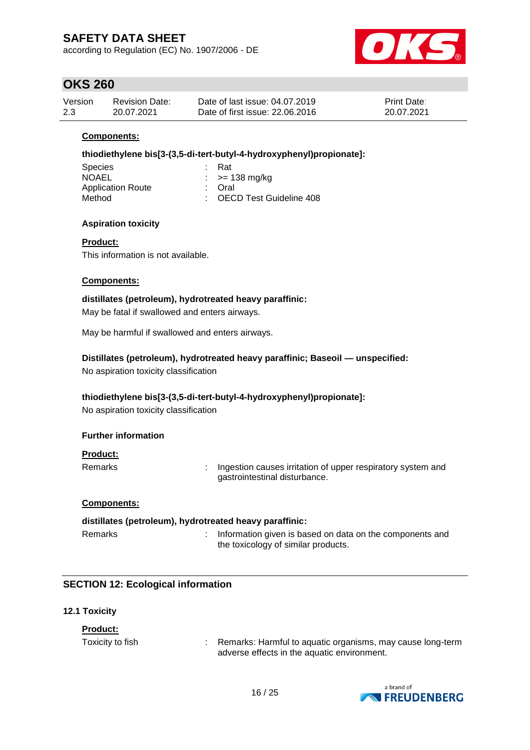**Components:**

**thiodiethylene bis[3-(3,5-di-tert-butyl-4-hydroxyphenyl)propionate]:**

| | | |
|---|---|---|
| Species | : | Rat |
| NOAEL | : | >= 138 mg/kg |
| Application Route | : | Oral |
| Method | : | OECD Test Guideline 408 |

**Aspiration toxicity**

**Product:**

This information is not available.

**Components:**

**distillates (petroleum), hydrotreated heavy paraffinic:**

May be fatal if swallowed and enters airways.

May be harmful if swallowed and enters airways.

**Distillates (petroleum), hydrotreated heavy paraffinic; Baseoil — unspecified:**

No aspiration toxicity classification

**thiodiethylene bis[3-(3,5-di-tert-butyl-4-hydroxyphenyl)propionate]:**

No aspiration toxicity classification

**Further information**

**Product:**

| | | |
|---|---|---|
| Remarks | : | Ingestion causes irritation of upper respiratory system and gastrointestinal disturbance. |

**Components:**

**distillates (petroleum), hydrotreated heavy paraffinic:**

| | | |
|---|---|---|
| Remarks | : | Information given is based on data on the components and the toxicology of similar products. |

## SECTION 12: Ecological information

### 12.1 Toxicity

**Product:**

| | | |
|---|---|---|
| Toxicity to fish | : | Remarks: Harmful to aquatic organisms, may cause long-term adverse effects in the aquatic environment. |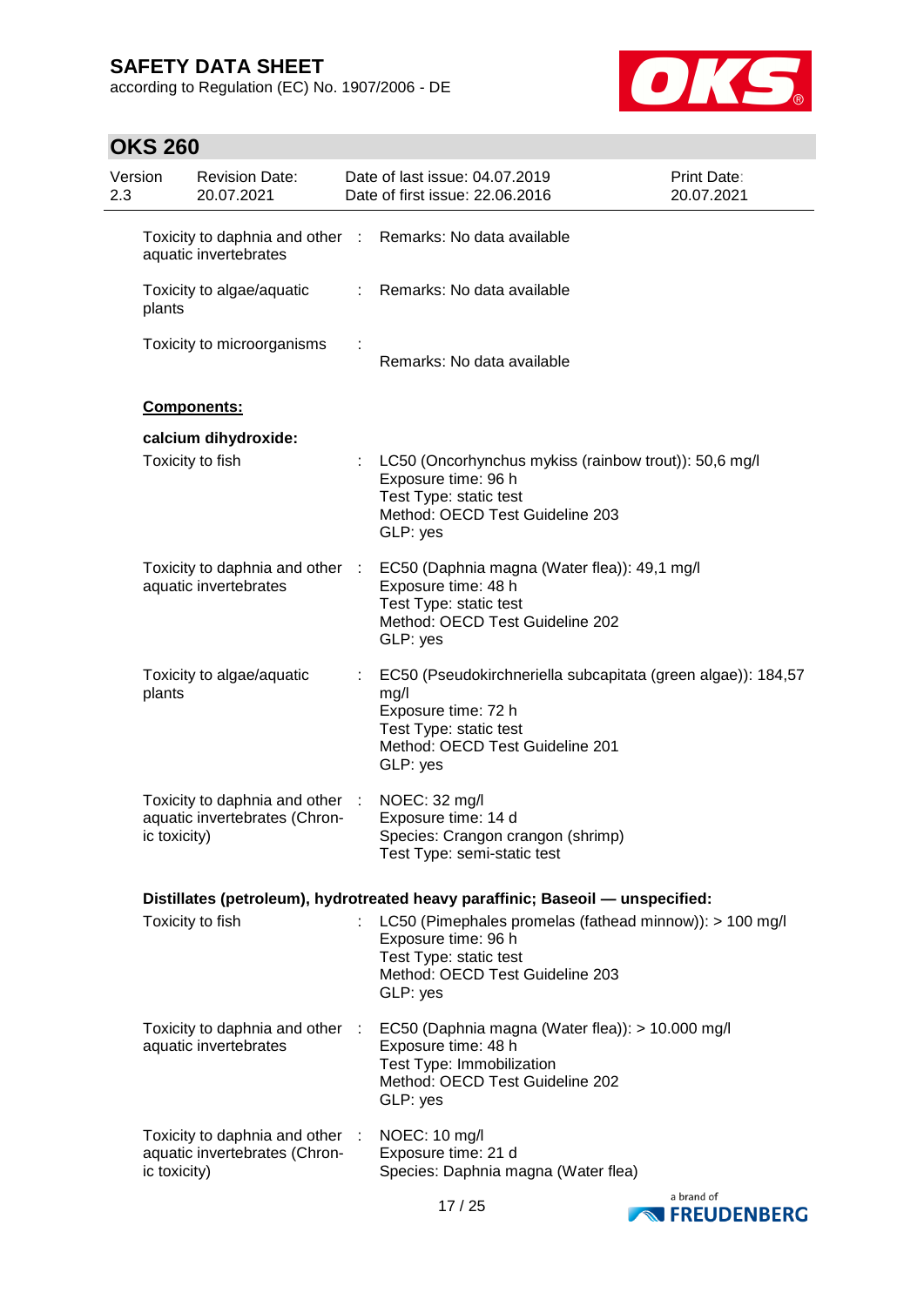| | | |
|---|---|---|
| Toxicity to daphnia and other aquatic invertebrates | : | Remarks: No data available |
| Toxicity to algae/aquatic plants | : | Remarks: No data available |
| Toxicity to microorganisms | : | Remarks: No data available |

**Components:**

**calcium dihydroxide:**

| | | |
|---|---|---|
| Toxicity to fish | : | LC50 (Oncorhynchus mykiss (rainbow trout)): 50,6 mg/l<br>Exposure time: 96 h<br>Test Type: static test<br>Method: OECD Test Guideline 203<br>GLP: yes |
| Toxicity to daphnia and other aquatic invertebrates | : | EC50 (Daphnia magna (Water flea)): 49,1 mg/l<br>Exposure time: 48 h<br>Test Type: static test<br>Method: OECD Test Guideline 202<br>GLP: yes |
| Toxicity to algae/aquatic plants | : | EC50 (Pseudokirchneriella subcapitata (green algae)): 184,57 mg/l<br>Exposure time: 72 h<br>Test Type: static test<br>Method: OECD Test Guideline 201<br>GLP: yes |
| Toxicity to daphnia and other aquatic invertebrates (Chronic toxicity) | : | NOEC: 32 mg/l<br>Exposure time: 14 d<br>Species: Crangon crangon (shrimp)<br>Test Type: semi-static test |

**Distillates (petroleum), hydrotreated heavy paraffinic; Baseoil — unspecified:**

| | | |
|---|---|---|
| Toxicity to fish | : | LC50 (Pimephales promelas (fathead minnow)): > 100 mg/l<br>Exposure time: 96 h<br>Test Type: static test<br>Method: OECD Test Guideline 203<br>GLP: yes |
| Toxicity to daphnia and other aquatic invertebrates | : | EC50 (Daphnia magna (Water flea)): > 10.000 mg/l<br>Exposure time: 48 h<br>Test Type: Immobilization<br>Method: OECD Test Guideline 202<br>GLP: yes |
| Toxicity to daphnia and other aquatic invertebrates (Chronic toxicity) | : | NOEC: 10 mg/l<br>Exposure time: 21 d<br>Species: Daphnia magna (Water flea) |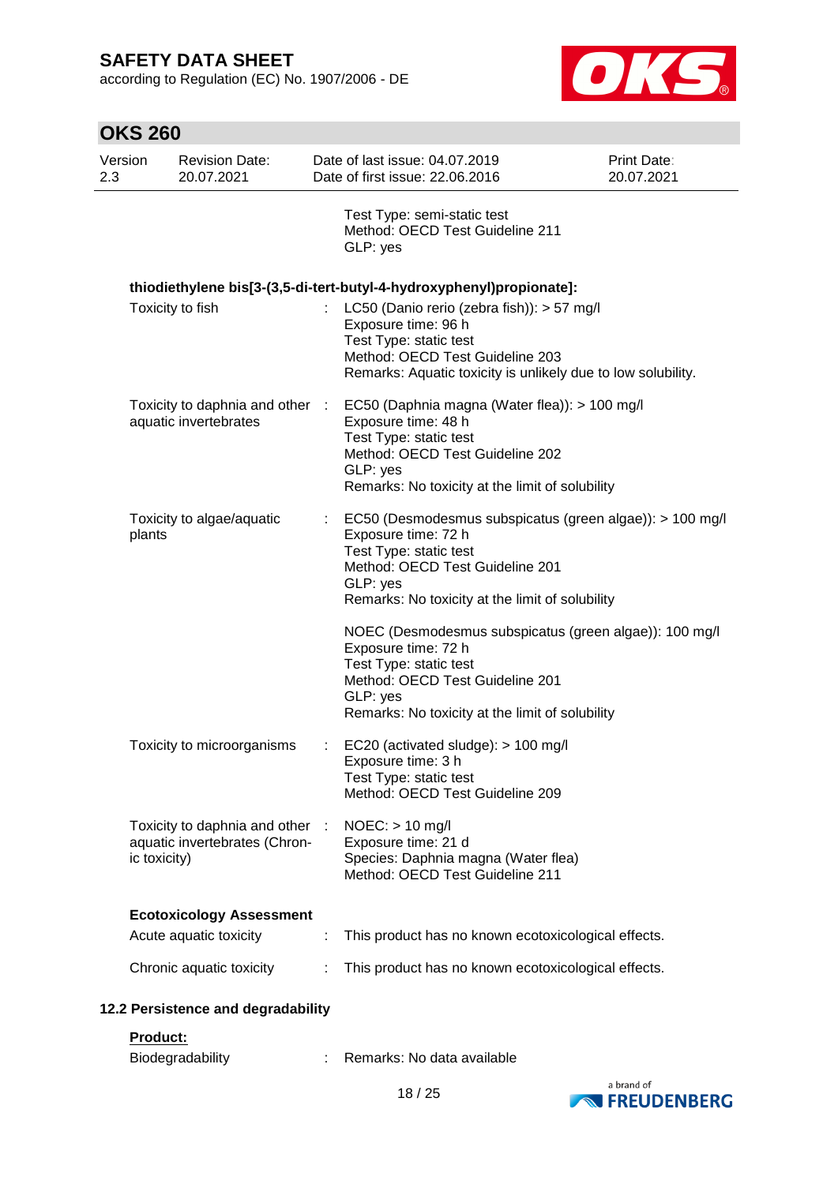Test Type: semi-static test
Method: OECD Test Guideline 211
GLP: yes

**thiodiethylene bis[3-(3,5-di-tert-butyl-4-hydroxyphenyl)propionate]:**

Toxicity to fish : LC50 (Danio rerio (zebra fish)): > 57 mg/l
Exposure time: 96 h
Test Type: static test
Method: OECD Test Guideline 203
Remarks: Aquatic toxicity is unlikely due to low solubility.

Toxicity to daphnia and other aquatic invertebrates : EC50 (Daphnia magna (Water flea)): > 100 mg/l
Exposure time: 48 h
Test Type: static test
Method: OECD Test Guideline 202
GLP: yes
Remarks: No toxicity at the limit of solubility

Toxicity to algae/aquatic plants : EC50 (Desmodesmus subspicatus (green algae)): > 100 mg/l
Exposure time: 72 h
Test Type: static test
Method: OECD Test Guideline 201
GLP: yes
Remarks: No toxicity at the limit of solubility

NOEC (Desmodesmus subspicatus (green algae)): 100 mg/l
Exposure time: 72 h
Test Type: static test
Method: OECD Test Guideline 201
GLP: yes
Remarks: No toxicity at the limit of solubility

Toxicity to microorganisms : EC20 (activated sludge): > 100 mg/l
Exposure time: 3 h
Test Type: static test
Method: OECD Test Guideline 209

Toxicity to daphnia and other aquatic invertebrates (Chronic toxicity) : NOEC: > 10 mg/l
Exposure time: 21 d
Species: Daphnia magna (Water flea)
Method: OECD Test Guideline 211

**Ecotoxicology Assessment**

Acute aquatic toxicity : This product has no known ecotoxicological effects.

Chronic aquatic toxicity : This product has no known ecotoxicological effects.

### 12.2 Persistence and degradability

**Product:**

Biodegradability : Remarks: No data available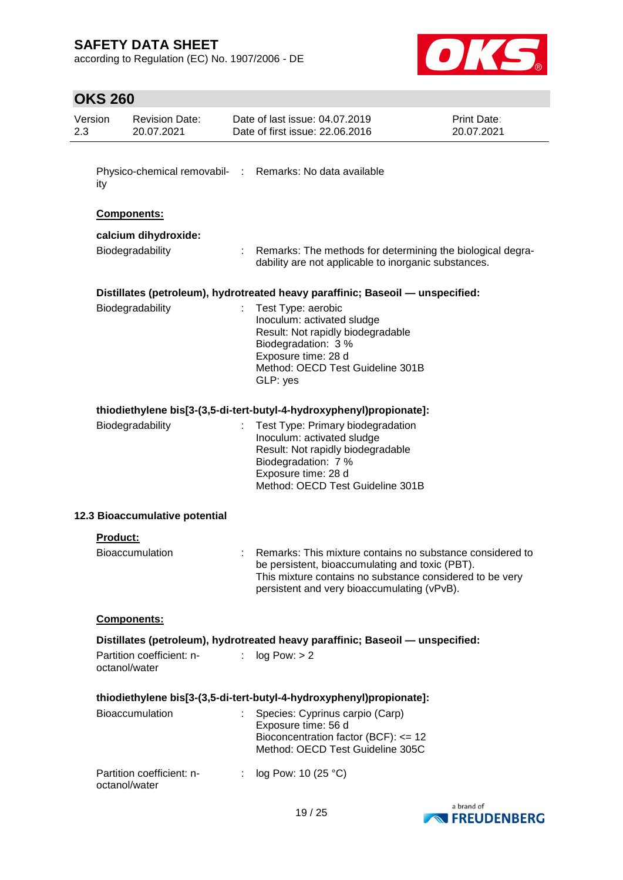Physico-chemical removability : Remarks: No data available

**Components:**

**calcium dihydroxide:**

Biodegradability : Remarks: The methods for determining the biological degradability are not applicable to inorganic substances.

**Distillates (petroleum), hydrotreated heavy paraffinic; Baseoil — unspecified:**

Biodegradability : Test Type: aerobic
Inoculum: activated sludge
Result: Not rapidly biodegradable
Biodegradation: 3 %
Exposure time: 28 d
Method: OECD Test Guideline 301B
GLP: yes

**thiodiethylene bis[3-(3,5-di-tert-butyl-4-hydroxyphenyl)propionate]:**

Biodegradability : Test Type: Primary biodegradation
Inoculum: activated sludge
Result: Not rapidly biodegradable
Biodegradation: 7 %
Exposure time: 28 d
Method: OECD Test Guideline 301B

### 12.3 Bioaccumulative potential

**Product:**

Bioaccumulation : Remarks: This mixture contains no substance considered to be persistent, bioaccumulating and toxic (PBT).
This mixture contains no substance considered to be very persistent and very bioaccumulating (vPvB).

**Components:**

**Distillates (petroleum), hydrotreated heavy paraffinic; Baseoil — unspecified:**

Partition coefficient: n-octanol/water : log Pow: > 2

**thiodiethylene bis[3-(3,5-di-tert-butyl-4-hydroxyphenyl)propionate]:**

Bioaccumulation : Species: Cyprinus carpio (Carp)
Exposure time: 56 d
Bioconcentration factor (BCF): <= 12
Method: OECD Test Guideline 305C

Partition coefficient: n-octanol/water : log Pow: 10 (25 °C)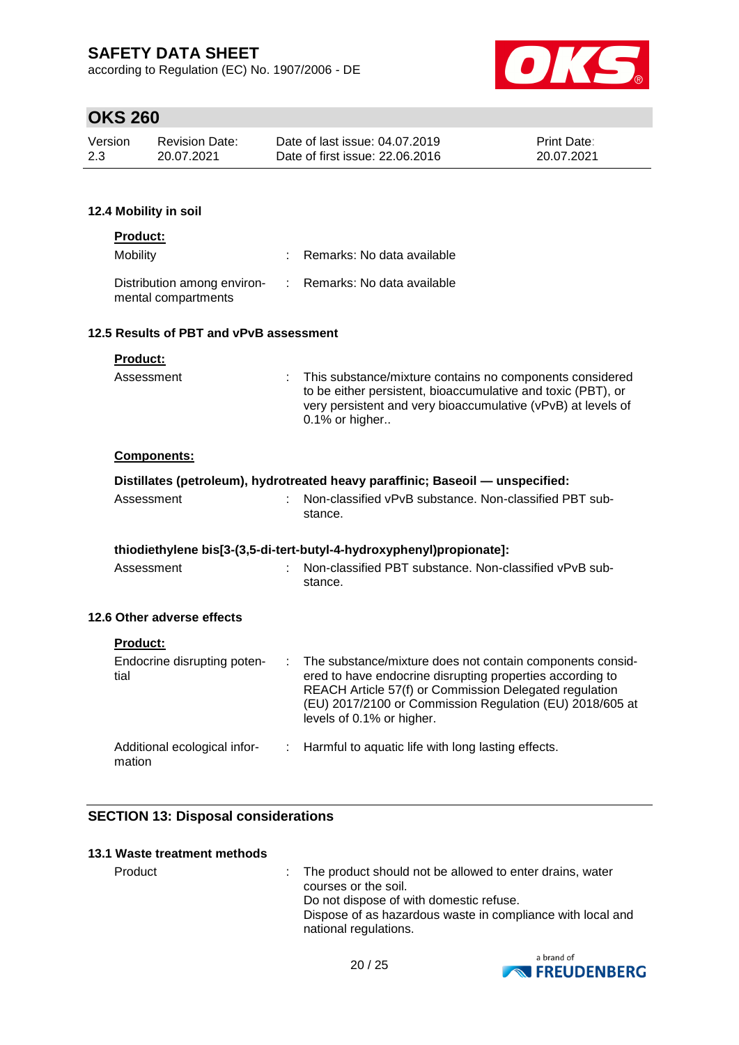#### 12.4 Mobility in soil

**Product:**

| | | |
|---|---|---|
| Mobility | : | Remarks: No data available |
| Distribution among environmental compartments | : | Remarks: No data available |

#### 12.5 Results of PBT and vPvB assessment

**Product:**

| | | |
|---|---|---|
| Assessment | : | This substance/mixture contains no components considered to be either persistent, bioaccumulative and toxic (PBT), or very persistent and very bioaccumulative (vPvB) at levels of 0.1% or higher.. |

**Components:**

**Distillates (petroleum), hydrotreated heavy paraffinic; Baseoil — unspecified:**

| | | |
|---|---|---|
| Assessment | : | Non-classified vPvB substance. Non-classified PBT substance. |

**thiodiethylene bis[3-(3,5-di-tert-butyl-4-hydroxyphenyl)propionate]:**

| | | |
|---|---|---|
| Assessment | : | Non-classified PBT substance. Non-classified vPvB substance. |

#### 12.6 Other adverse effects

**Product:**

| | | |
|---|---|---|
| Endocrine disrupting potential | : | The substance/mixture does not contain components considered to have endocrine disrupting properties according to REACH Article 57(f) or Commission Delegated regulation (EU) 2017/2100 or Commission Regulation (EU) 2018/605 at levels of 0.1% or higher. |
| Additional ecological information | : | Harmful to aquatic life with long lasting effects. |

## SECTION 13: Disposal considerations

#### 13.1 Waste treatment methods

| | | |
|---|---|---|
| Product | : | The product should not be allowed to enter drains, water courses or the soil.<br>Do not dispose of with domestic refuse.<br>Dispose of as hazardous waste in compliance with local and national regulations. |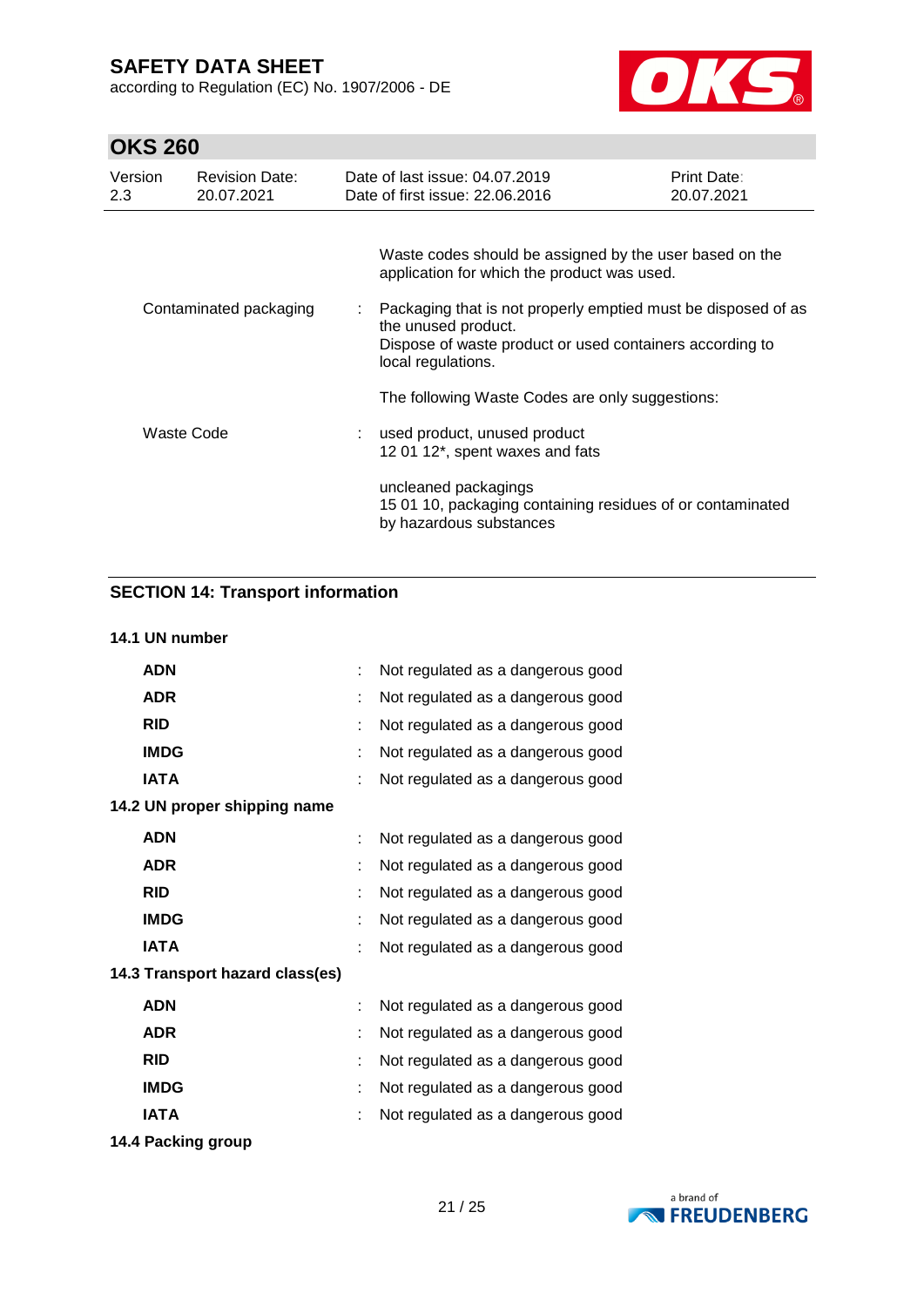| | | |
|---|---|---|
| | | Waste codes should be assigned by the user based on the application for which the product was used. |
| Contaminated packaging | : | Packaging that is not properly emptied must be disposed of as the unused product.<br>Dispose of waste product or used containers according to local regulations. |
| | | The following Waste Codes are only suggestions: |
| Waste Code | : | used product, unused product<br>12 01 12*, spent waxes and fats |
| | | uncleaned packagings<br>15 01 10, packaging containing residues of or contaminated by hazardous substances |

## SECTION 14: Transport information

**14.1 UN number**

| | | |
|---|---|---|
| **ADN** | : | Not regulated as a dangerous good |
| **ADR** | : | Not regulated as a dangerous good |
| **RID** | : | Not regulated as a dangerous good |
| **IMDG** | : | Not regulated as a dangerous good |
| **IATA** | : | Not regulated as a dangerous good |

**14.2 UN proper shipping name**

| | | |
|---|---|---|
| **ADN** | : | Not regulated as a dangerous good |
| **ADR** | : | Not regulated as a dangerous good |
| **RID** | : | Not regulated as a dangerous good |
| **IMDG** | : | Not regulated as a dangerous good |
| **IATA** | : | Not regulated as a dangerous good |

**14.3 Transport hazard class(es)**

| | | |
|---|---|---|
| **ADN** | : | Not regulated as a dangerous good |
| **ADR** | : | Not regulated as a dangerous good |
| **RID** | : | Not regulated as a dangerous good |
| **IMDG** | : | Not regulated as a dangerous good |
| **IATA** | : | Not regulated as a dangerous good |

**14.4 Packing group**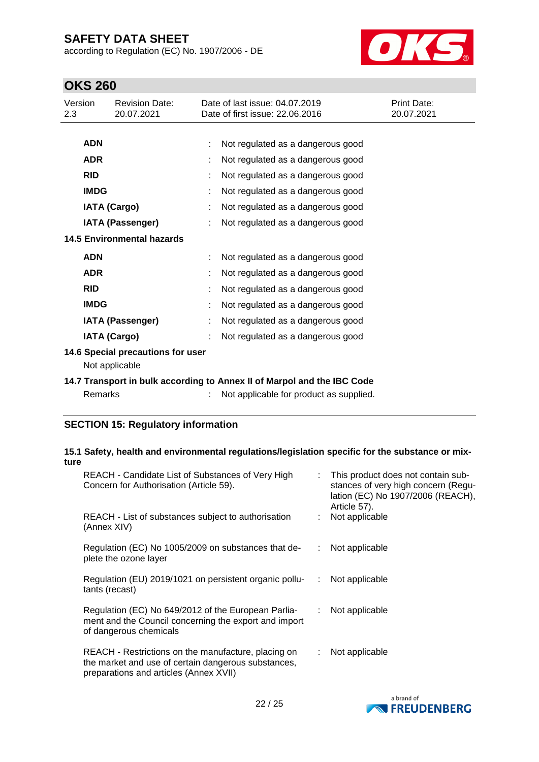| | | |
|---|---|---|
| **ADN** | : | Not regulated as a dangerous good |
| **ADR** | : | Not regulated as a dangerous good |
| **RID** | : | Not regulated as a dangerous good |
| **IMDG** | : | Not regulated as a dangerous good |
| **IATA (Cargo)** | : | Not regulated as a dangerous good |
| **IATA (Passenger)** | : | Not regulated as a dangerous good |

**14.5 Environmental hazards**

| | | |
|---|---|---|
| **ADN** | : | Not regulated as a dangerous good |
| **ADR** | : | Not regulated as a dangerous good |
| **RID** | : | Not regulated as a dangerous good |
| **IMDG** | : | Not regulated as a dangerous good |
| **IATA (Passenger)** | : | Not regulated as a dangerous good |
| **IATA (Cargo)** | : | Not regulated as a dangerous good |

**14.6 Special precautions for user**

Not applicable

**14.7 Transport in bulk according to Annex II of Marpol and the IBC Code**

Remarks : Not applicable for product as supplied.

## SECTION 15: Regulatory information

**15.1 Safety, health and environmental regulations/legislation specific for the substance or mixture**

| | | |
|---|---|---|
| REACH - Candidate List of Substances of Very High Concern for Authorisation (Article 59). | : | This product does not contain substances of very high concern (Regulation (EC) No 1907/2006 (REACH), Article 57). |
| REACH - List of substances subject to authorisation (Annex XIV) | : | Not applicable |
| Regulation (EC) No 1005/2009 on substances that deplete the ozone layer | : | Not applicable |
| Regulation (EU) 2019/1021 on persistent organic pollutants (recast) | : | Not applicable |
| Regulation (EC) No 649/2012 of the European Parliament and the Council concerning the export and import of dangerous chemicals | : | Not applicable |
| REACH - Restrictions on the manufacture, placing on the market and use of certain dangerous substances, preparations and articles (Annex XVII) | : | Not applicable |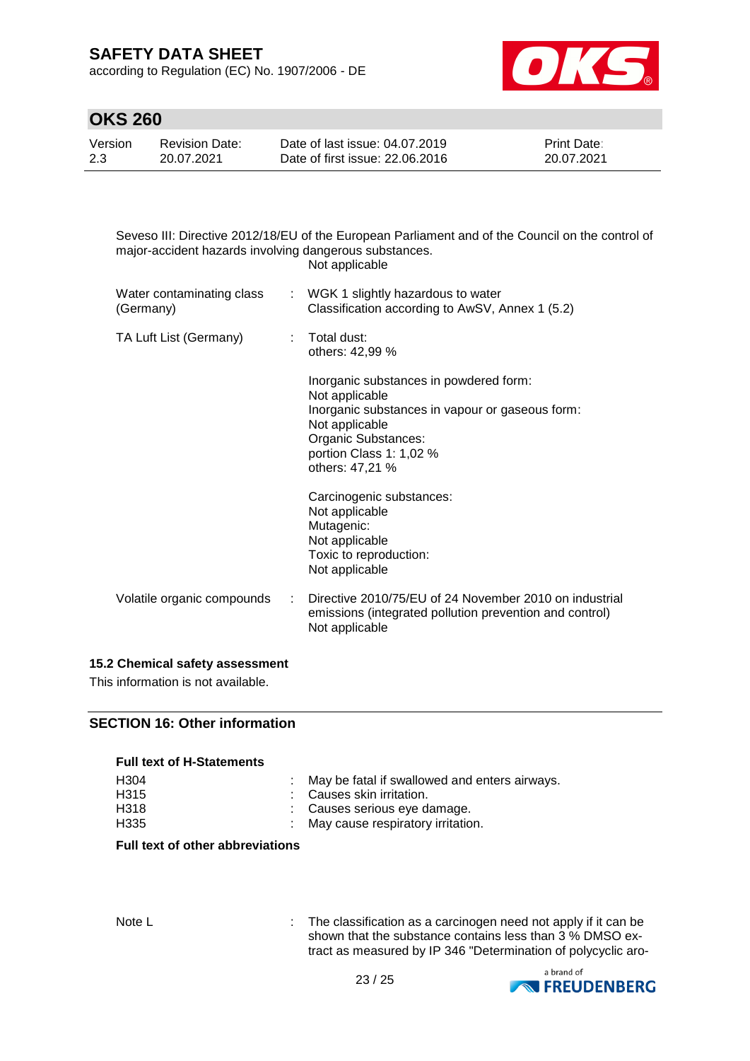Seveso III: Directive 2012/18/EU of the European Parliament and of the Council on the control of major-accident hazards involving dangerous substances.
Not applicable

| | | |
|---|---|---|
| Water contaminating class (Germany) | : | WGK 1 slightly hazardous to water<br>Classification according to AwSV, Annex 1 (5.2) |
| TA Luft List (Germany) | : | Total dust:<br>others: 42,99 %<br><br>Inorganic substances in powdered form:<br>Not applicable<br>Inorganic substances in vapour or gaseous form:<br>Not applicable<br>Organic Substances:<br>portion Class 1: 1,02 %<br>others: 47,21 %<br><br>Carcinogenic substances:<br>Not applicable<br>Mutagenic:<br>Not applicable<br>Toxic to reproduction:<br>Not applicable |
| Volatile organic compounds | : | Directive 2010/75/EU of 24 November 2010 on industrial emissions (integrated pollution prevention and control)<br>Not applicable |

### 15.2 Chemical safety assessment

This information is not available.

## SECTION 16: Other information

**Full text of H-Statements**

| | | |
|---|---|---|
| H304 | : | May be fatal if swallowed and enters airways. |
| H315 | : | Causes skin irritation. |
| H318 | : | Causes serious eye damage. |
| H335 | : | May cause respiratory irritation. |

**Full text of other abbreviations**

| | | |
|---|---|---|
| Note L | : | The classification as a carcinogen need not apply if it can be shown that the substance contains less than 3 % DMSO extract as measured by IP 346 "Determination of polycyclic aro- |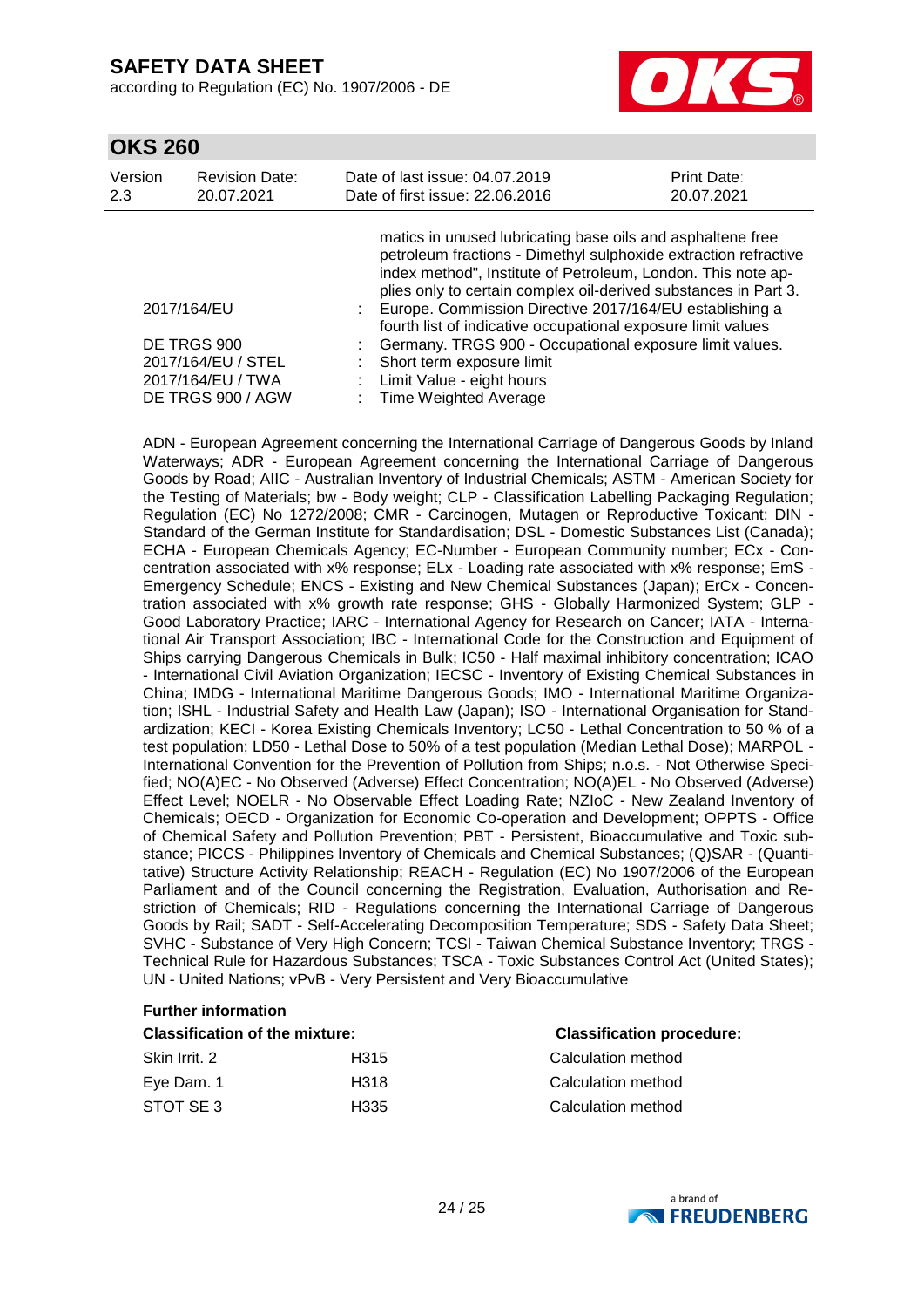matics in unused lubricating base oils and asphaltene free petroleum fractions - Dimethyl sulphoxide extraction refractive index method", Institute of Petroleum, London. This note applies only to certain complex oil-derived substances in Part 3.

| | | |
|---|---|---|
| 2017/164/EU | : | Europe. Commission Directive 2017/164/EU establishing a fourth list of indicative occupational exposure limit values |
| DE TRGS 900 | : | Germany. TRGS 900 - Occupational exposure limit values. |
| 2017/164/EU / STEL | : | Short term exposure limit |
| 2017/164/EU / TWA | : | Limit Value - eight hours |
| DE TRGS 900 / AGW | : | Time Weighted Average |

ADN - European Agreement concerning the International Carriage of Dangerous Goods by Inland Waterways; ADR - European Agreement concerning the International Carriage of Dangerous Goods by Road; AIIC - Australian Inventory of Industrial Chemicals; ASTM - American Society for the Testing of Materials; bw - Body weight; CLP - Classification Labelling Packaging Regulation; Regulation (EC) No 1272/2008; CMR - Carcinogen, Mutagen or Reproductive Toxicant; DIN - Standard of the German Institute for Standardisation; DSL - Domestic Substances List (Canada); ECHA - European Chemicals Agency; EC-Number - European Community number; ECx - Concentration associated with x% response; ELx - Loading rate associated with x% response; EmS - Emergency Schedule; ENCS - Existing and New Chemical Substances (Japan); ErCx - Concentration associated with x% growth rate response; GHS - Globally Harmonized System; GLP - Good Laboratory Practice; IARC - International Agency for Research on Cancer; IATA - International Air Transport Association; IBC - International Code for the Construction and Equipment of Ships carrying Dangerous Chemicals in Bulk; IC50 - Half maximal inhibitory concentration; ICAO - International Civil Aviation Organization; IECSC - Inventory of Existing Chemical Substances in China; IMDG - International Maritime Dangerous Goods; IMO - International Maritime Organization; ISHL - Industrial Safety and Health Law (Japan); ISO - International Organisation for Standardization; KECI - Korea Existing Chemicals Inventory; LC50 - Lethal Concentration to 50 % of a test population; LD50 - Lethal Dose to 50% of a test population (Median Lethal Dose); MARPOL - International Convention for the Prevention of Pollution from Ships; n.o.s. - Not Otherwise Specified; NO(A)EC - No Observed (Adverse) Effect Concentration; NO(A)EL - No Observed (Adverse) Effect Level; NOELR - No Observable Effect Loading Rate; NZIoC - New Zealand Inventory of Chemicals; OECD - Organization for Economic Co-operation and Development; OPPTS - Office of Chemical Safety and Pollution Prevention; PBT - Persistent, Bioaccumulative and Toxic substance; PICCS - Philippines Inventory of Chemicals and Chemical Substances; (Q)SAR - (Quantitative) Structure Activity Relationship; REACH - Regulation (EC) No 1907/2006 of the European Parliament and of the Council concerning the Registration, Evaluation, Authorisation and Restriction of Chemicals; RID - Regulations concerning the International Carriage of Dangerous Goods by Rail; SADT - Self-Accelerating Decomposition Temperature; SDS - Safety Data Sheet; SVHC - Substance of Very High Concern; TCSI - Taiwan Chemical Substance Inventory; TRGS - Technical Rule for Hazardous Substances; TSCA - Toxic Substances Control Act (United States); UN - United Nations; vPvB - Very Persistent and Very Bioaccumulative

**Further information**

| **Classification of the mixture:** | | **Classification procedure:** |
|---|---|---|
| Skin Irrit. 2 | H315 | Calculation method |
| Eye Dam. 1 | H318 | Calculation method |
| STOT SE 3 | H335 | Calculation method |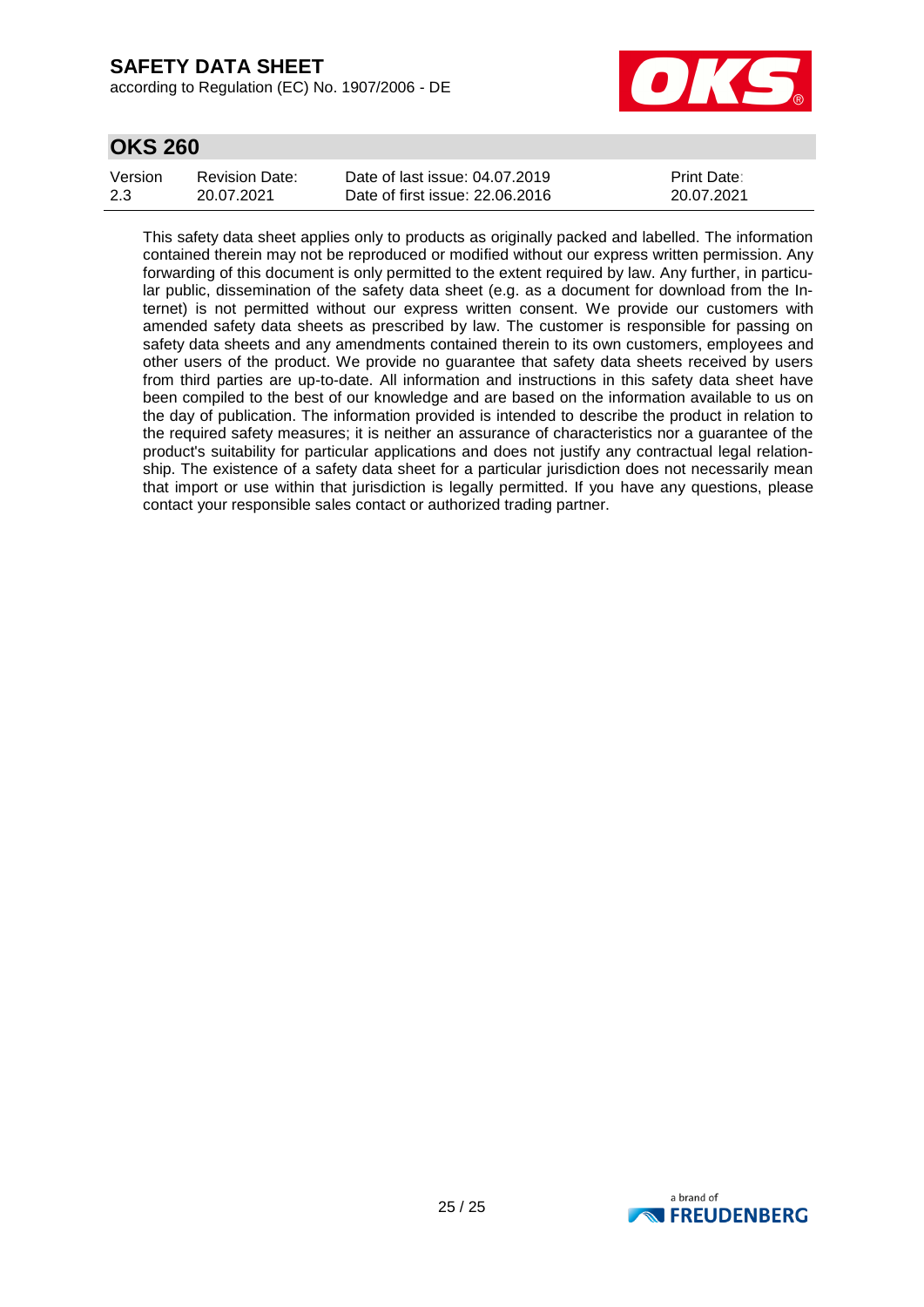This safety data sheet applies only to products as originally packed and labelled. The information contained therein may not be reproduced or modified without our express written permission. Any forwarding of this document is only permitted to the extent required by law. Any further, in particular public, dissemination of the safety data sheet (e.g. as a document for download from the Internet) is not permitted without our express written consent. We provide our customers with amended safety data sheets as prescribed by law. The customer is responsible for passing on safety data sheets and any amendments contained therein to its own customers, employees and other users of the product. We provide no guarantee that safety data sheets received by users from third parties are up-to-date. All information and instructions in this safety data sheet have been compiled to the best of our knowledge and are based on the information available to us on the day of publication. The information provided is intended to describe the product in relation to the required safety measures; it is neither an assurance of characteristics nor a guarantee of the product's suitability for particular applications and does not justify any contractual legal relationship. The existence of a safety data sheet for a particular jurisdiction does not necessarily mean that import or use within that jurisdiction is legally permitted. If you have any questions, please contact your responsible sales contact or authorized trading partner.